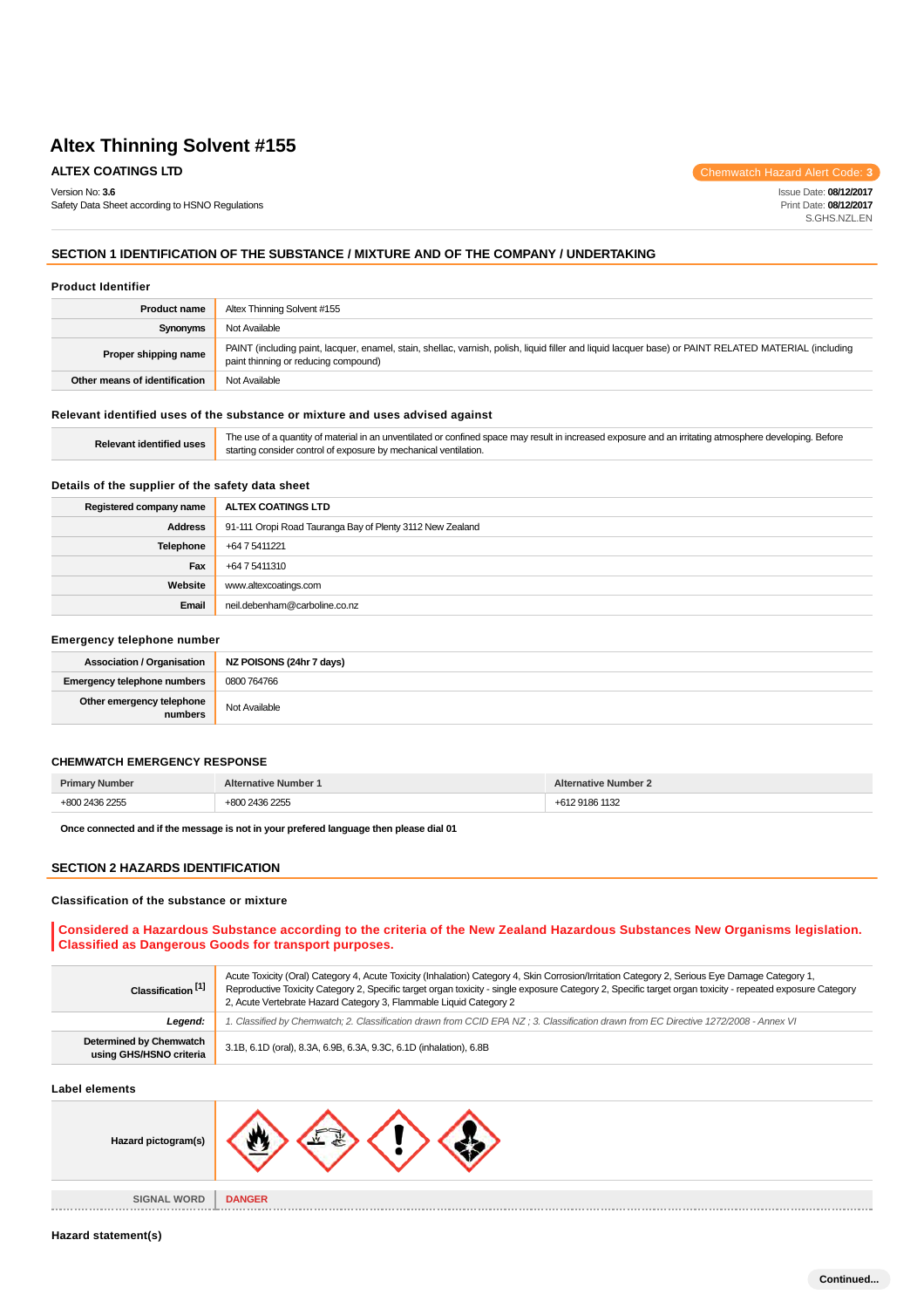# Altex Thinning Solvent #155

**ALTEX COATINGS LTD**

Chemwatch Hazard Alert Code: **3**

Version No: **3.6**
Safety Data Sheet according to HSNO Regulations

Issue Date: **08/12/2017**
Print Date: **08/12/2017**
S.GHS.NZL.EN

## SECTION 1 IDENTIFICATION OF THE SUBSTANCE / MIXTURE AND OF THE COMPANY / UNDERTAKING

### Product Identifier

| | |
|---|---|
| **Product name** | Altex Thinning Solvent #155 |
| **Synonyms** | Not Available |
| **Proper shipping name** | PAINT (including paint, lacquer, enamel, stain, shellac, varnish, polish, liquid filler and liquid lacquer base) or PAINT RELATED MATERIAL (including paint thinning or reducing compound) |
| **Other means of identification** | Not Available |

### Relevant identified uses of the substance or mixture and uses advised against

| | |
|---|---|
| **Relevant identified uses** | The use of a quantity of material in an unventilated or confined space may result in increased exposure and an irritating atmosphere developing. Before starting consider control of exposure by mechanical ventilation. |

### Details of the supplier of the safety data sheet

| | |
|---|---|
| **Registered company name** | **ALTEX COATINGS LTD** |
| **Address** | 91-111 Oropi Road Tauranga Bay of Plenty 3112 New Zealand |
| **Telephone** | +64 7 5411221 |
| **Fax** | +64 7 5411310 |
| **Website** | www.altexcoatings.com |
| **Email** | neil.debenham@carboline.co.nz |

### Emergency telephone number

| | |
|---|---|
| **Association / Organisation** | **NZ POISONS (24hr 7 days)** |
| **Emergency telephone numbers** | 0800 764766 |
| **Other emergency telephone numbers** | Not Available |

### CHEMWATCH EMERGENCY RESPONSE

| Primary Number | Alternative Number 1 | Alternative Number 2 |
|---|---|---|
| +800 2436 2255 | +800 2436 2255 | +612 9186 1132 |

**Once connected and if the message is not in your prefered language then please dial 01**

## SECTION 2 HAZARDS IDENTIFICATION

### Classification of the substance or mixture

**Considered a Hazardous Substance according to the criteria of the New Zealand Hazardous Substances New Organisms legislation. Classified as Dangerous Goods for transport purposes.**

| | |
|---|---|
| **Classification [1]** | Acute Toxicity (Oral) Category 4, Acute Toxicity (Inhalation) Category 4, Skin Corrosion/Irritation Category 2, Serious Eye Damage Category 1, Reproductive Toxicity Category 2, Specific target organ toxicity - single exposure Category 2, Specific target organ toxicity - repeated exposure Category 2, Acute Vertebrate Hazard Category 3, Flammable Liquid Category 2 |
| ***Legend:*** | *1. Classified by Chemwatch; 2. Classification drawn from CCID EPA NZ ; 3. Classification drawn from EC Directive 1272/2008 - Annex VI* |
| **Determined by Chemwatch using GHS/HSNO criteria** | 3.1B, 6.1D (oral), 8.3A, 6.9B, 6.3A, 9.3C, 6.1D (inhalation), 6.8B |

### Label elements

| | |
|---|---|
| **Hazard pictogram(s)** | |
| **SIGNAL WORD** | **DANGER** |

### Hazard statement(s)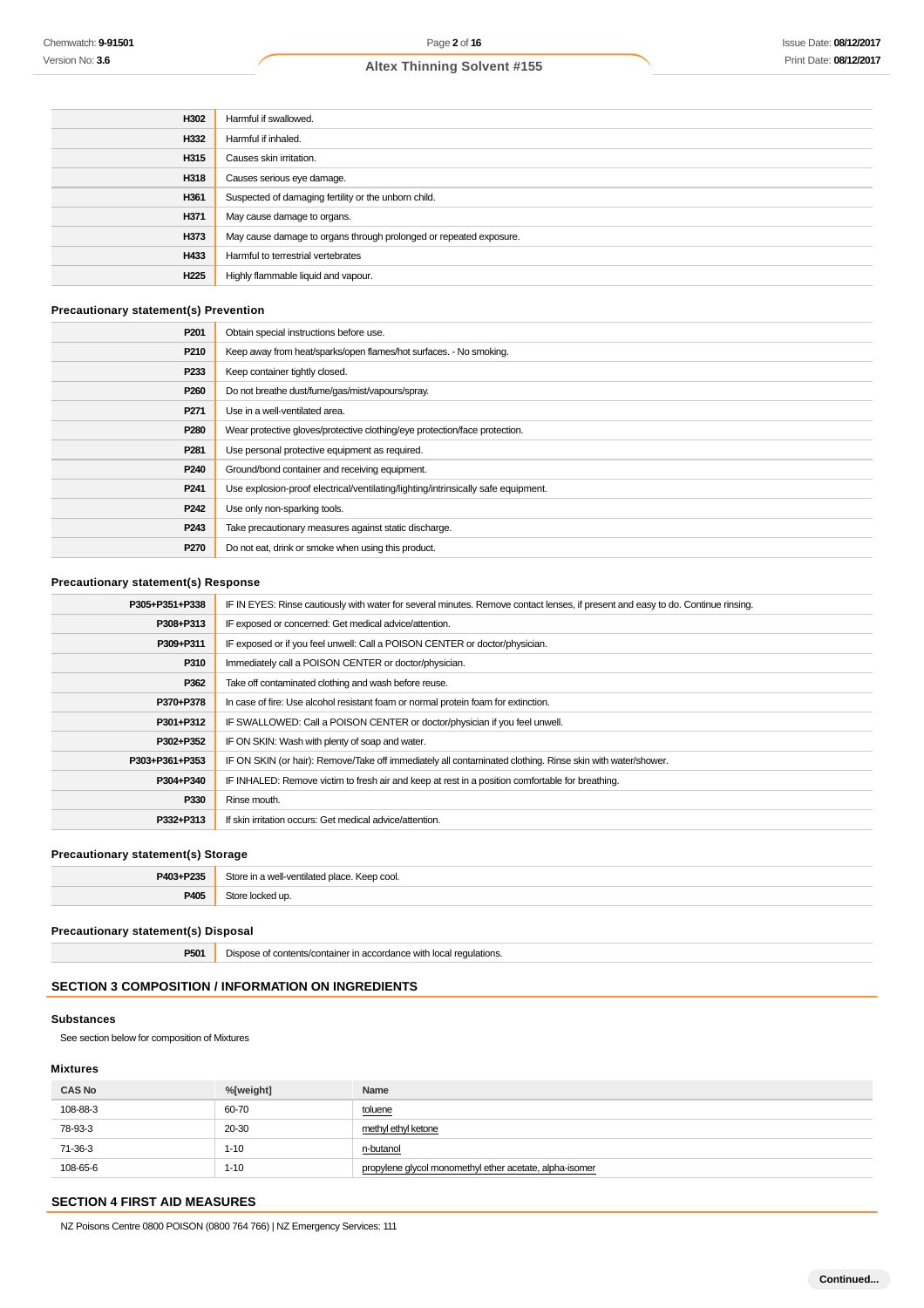| | |
|---|---|
| H302 | Harmful if swallowed. |
| H332 | Harmful if inhaled. |
| H315 | Causes skin irritation. |
| H318 | Causes serious eye damage. |
| H361 | Suspected of damaging fertility or the unborn child. |
| H371 | May cause damage to organs. |
| H373 | May cause damage to organs through prolonged or repeated exposure. |
| H433 | Harmful to terrestrial vertebrates |
| H225 | Highly flammable liquid and vapour. |

### Precautionary statement(s) Prevention

| | |
|---|---|
| P201 | Obtain special instructions before use. |
| P210 | Keep away from heat/sparks/open flames/hot surfaces. - No smoking. |
| P233 | Keep container tightly closed. |
| P260 | Do not breathe dust/fume/gas/mist/vapours/spray. |
| P271 | Use in a well-ventilated area. |
| P280 | Wear protective gloves/protective clothing/eye protection/face protection. |
| P281 | Use personal protective equipment as required. |
| P240 | Ground/bond container and receiving equipment. |
| P241 | Use explosion-proof electrical/ventilating/lighting/intrinsically safe equipment. |
| P242 | Use only non-sparking tools. |
| P243 | Take precautionary measures against static discharge. |
| P270 | Do not eat, drink or smoke when using this product. |

### Precautionary statement(s) Response

| | |
|---|---|
| P305+P351+P338 | IF IN EYES: Rinse cautiously with water for several minutes. Remove contact lenses, if present and easy to do. Continue rinsing. |
| P308+P313 | IF exposed or concerned: Get medical advice/attention. |
| P309+P311 | IF exposed or if you feel unwell: Call a POISON CENTER or doctor/physician. |
| P310 | Immediately call a POISON CENTER or doctor/physician. |
| P362 | Take off contaminated clothing and wash before reuse. |
| P370+P378 | In case of fire: Use alcohol resistant foam or normal protein foam for extinction. |
| P301+P312 | IF SWALLOWED: Call a POISON CENTER or doctor/physician if you feel unwell. |
| P302+P352 | IF ON SKIN: Wash with plenty of soap and water. |
| P303+P361+P353 | IF ON SKIN (or hair): Remove/Take off immediately all contaminated clothing. Rinse skin with water/shower. |
| P304+P340 | IF INHALED: Remove victim to fresh air and keep at rest in a position comfortable for breathing. |
| P330 | Rinse mouth. |
| P332+P313 | If skin irritation occurs: Get medical advice/attention. |

### Precautionary statement(s) Storage

| | |
|---|---|
| P403+P235 | Store in a well-ventilated place. Keep cool. |
| P405 | Store locked up. |

### Precautionary statement(s) Disposal

| | |
|---|---|
| P501 | Dispose of contents/container in accordance with local regulations. |

## SECTION 3 COMPOSITION / INFORMATION ON INGREDIENTS

### Substances

See section below for composition of Mixtures

### Mixtures

| CAS No | %[weight] | Name |
|---|---|---|
| 108-88-3 | 60-70 | toluene |
| 78-93-3 | 20-30 | methyl ethyl ketone |
| 71-36-3 | 1-10 | n-butanol |
| 108-65-6 | 1-10 | propylene glycol monomethyl ether acetate, alpha-isomer |

## SECTION 4 FIRST AID MEASURES

NZ Poisons Centre 0800 POISON (0800 764 766) | NZ Emergency Services: 111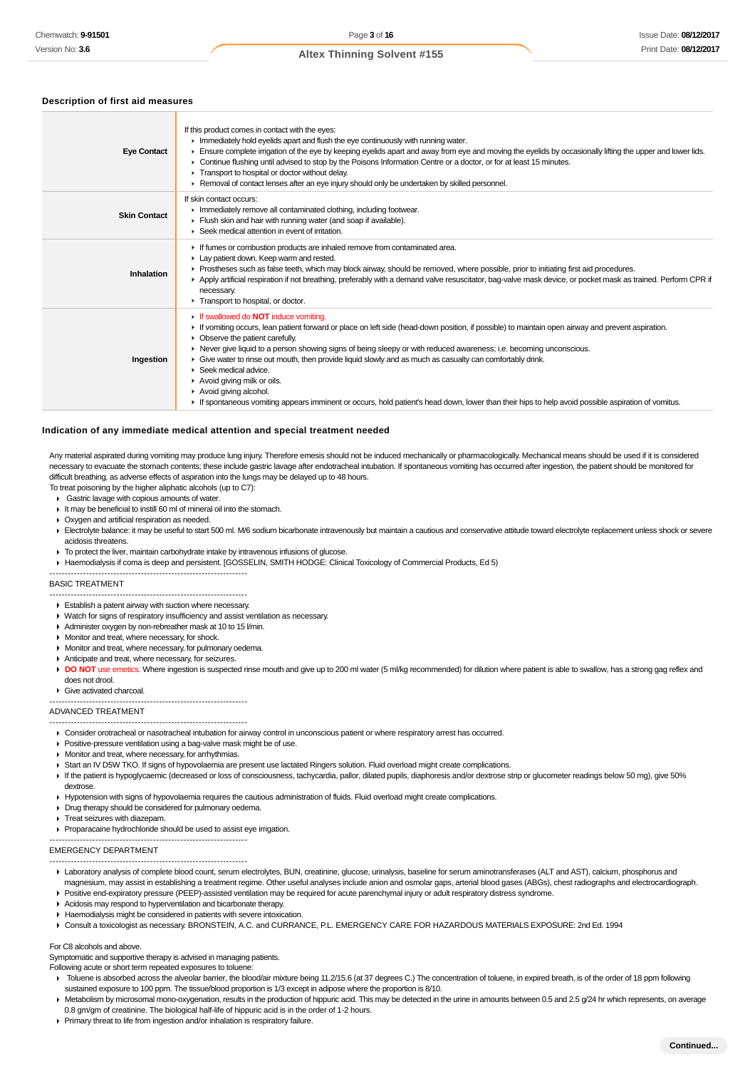### Description of first aid measures

| | |
|---|---|
| **Eye Contact** | If this product comes in contact with the eyes:<br>▸ Immediately hold eyelids apart and flush the eye continuously with running water.<br>▸ Ensure complete irrigation of the eye by keeping eyelids apart and away from eye and moving the eyelids by occasionally lifting the upper and lower lids.<br>▸ Continue flushing until advised to stop by the Poisons Information Centre or a doctor, or for at least 15 minutes.<br>▸ Transport to hospital or doctor without delay.<br>▸ Removal of contact lenses after an eye injury should only be undertaken by skilled personnel. |
| **Skin Contact** | If skin contact occurs:<br>▸ Immediately remove all contaminated clothing, including footwear.<br>▸ Flush skin and hair with running water (and soap if available).<br>▸ Seek medical attention in event of irritation. |
| **Inhalation** | ▸ If fumes or combustion products are inhaled remove from contaminated area.<br>▸ Lay patient down. Keep warm and rested.<br>▸ Prostheses such as false teeth, which may block airway, should be removed, where possible, prior to initiating first aid procedures.<br>▸ Apply artificial respiration if not breathing, preferably with a demand valve resuscitator, bag-valve mask device, or pocket mask as trained. Perform CPR if necessary.<br>▸ Transport to hospital, or doctor. |
| **Ingestion** | ▸ If swallowed do **NOT** induce vomiting.<br>▸ If vomiting occurs, lean patient forward or place on left side (head-down position, if possible) to maintain open airway and prevent aspiration.<br>▸ Observe the patient carefully.<br>▸ Never give liquid to a person showing signs of being sleepy or with reduced awareness; i.e. becoming unconscious.<br>▸ Give water to rinse out mouth, then provide liquid slowly and as much as casualty can comfortably drink.<br>▸ Seek medical advice.<br>▸ Avoid giving milk or oils.<br>▸ Avoid giving alcohol.<br>▸ If spontaneous vomiting appears imminent or occurs, hold patient's head down, lower than their hips to help avoid possible aspiration of vomitus. |

### Indication of any immediate medical attention and special treatment needed

Any material aspirated during vomiting may produce lung injury. Therefore emesis should not be induced mechanically or pharmacologically. Mechanical means should be used if it is considered necessary to evacuate the stomach contents; these include gastric lavage after endotracheal intubation. If spontaneous vomiting has occurred after ingestion, the patient should be monitored for difficult breathing, as adverse effects of aspiration into the lungs may be delayed up to 48 hours.

To treat poisoning by the higher aliphatic alcohols (up to C7):

- Gastric lavage with copious amounts of water.
- It may be beneficial to instill 60 ml of mineral oil into the stomach.
- Oxygen and artificial respiration as needed.
- Electrolyte balance: it may be useful to start 500 ml. M/6 sodium bicarbonate intravenously but maintain a cautious and conservative attitude toward electrolyte replacement unless shock or severe acidosis threatens.
- To protect the liver, maintain carbohydrate intake by intravenous infusions of glucose.
- Haemodialysis if coma is deep and persistent. [GOSSELIN, SMITH HODGE: Clinical Toxicology of Commercial Products, Ed 5)

--------------------------------------------------------------

BASIC TREATMENT

--------------------------------------------------------------

- Establish a patent airway with suction where necessary.
- Watch for signs of respiratory insufficiency and assist ventilation as necessary.
- Administer oxygen by non-rebreather mask at 10 to 15 l/min.
- Monitor and treat, where necessary, for shock.
- Monitor and treat, where necessary, for pulmonary oedema.
- Anticipate and treat, where necessary, for seizures.
- **DO NOT** use emetics. Where ingestion is suspected rinse mouth and give up to 200 ml water (5 ml/kg recommended) for dilution where patient is able to swallow, has a strong gag reflex and does not drool.
- Give activated charcoal.

--------------------------------------------------------------

ADVANCED TREATMENT

--------------------------------------------------------------

- Consider orotracheal or nasotracheal intubation for airway control in unconscious patient or where respiratory arrest has occurred.
- Positive-pressure ventilation using a bag-valve mask might be of use.
- Monitor and treat, where necessary, for arrhythmias.
- Start an IV D5W TKO. If signs of hypovolaemia are present use lactated Ringers solution. Fluid overload might create complications.
- If the patient is hypoglycaemic (decreased or loss of consciousness, tachycardia, pallor, dilated pupils, diaphoresis and/or dextrose strip or glucometer readings below 50 mg), give 50% dextrose.
- Hypotension with signs of hypovolaemia requires the cautious administration of fluids. Fluid overload might create complications.
- Drug therapy should be considered for pulmonary oedema.
- Treat seizures with diazepam.
- Proparacaine hydrochloride should be used to assist eye irrigation.

--------------------------------------------------------------

EMERGENCY DEPARTMENT

--------------------------------------------------------------

- Laboratory analysis of complete blood count, serum electrolytes, BUN, creatinine, glucose, urinalysis, baseline for serum aminotransferases (ALT and AST), calcium, phosphorus and magnesium, may assist in establishing a treatment regime. Other useful analyses include anion and osmolar gaps, arterial blood gases (ABGs), chest radiographs and electrocardiograph.
- Positive end-expiratory pressure (PEEP)-assisted ventilation may be required for acute parenchymal injury or adult respiratory distress syndrome.
- Acidosis may respond to hyperventilation and bicarbonate therapy.
- Haemodialysis might be considered in patients with severe intoxication.
- Consult a toxicologist as necessary. BRONSTEIN, A.C. and CURRANCE, P.L. EMERGENCY CARE FOR HAZARDOUS MATERIALS EXPOSURE: 2nd Ed. 1994

For C8 alcohols and above.

Symptomatic and supportive therapy is advised in managing patients.

Following acute or short term repeated exposures to toluene:

- Toluene is absorbed across the alveolar barrier, the blood/air mixture being 11.2/15.6 (at 37 degrees C.) The concentration of toluene, in expired breath, is of the order of 18 ppm following sustained exposure to 100 ppm. The tissue/blood proportion is 1/3 except in adipose where the proportion is 8/10.
- Metabolism by microsomal mono-oxygenation, results in the production of hippuric acid. This may be detected in the urine in amounts between 0.5 and 2.5 g/24 hr which represents, on average 0.8 gm/gm of creatinine. The biological half-life of hippuric acid is in the order of 1-2 hours.
- Primary threat to life from ingestion and/or inhalation is respiratory failure.

**Continued...**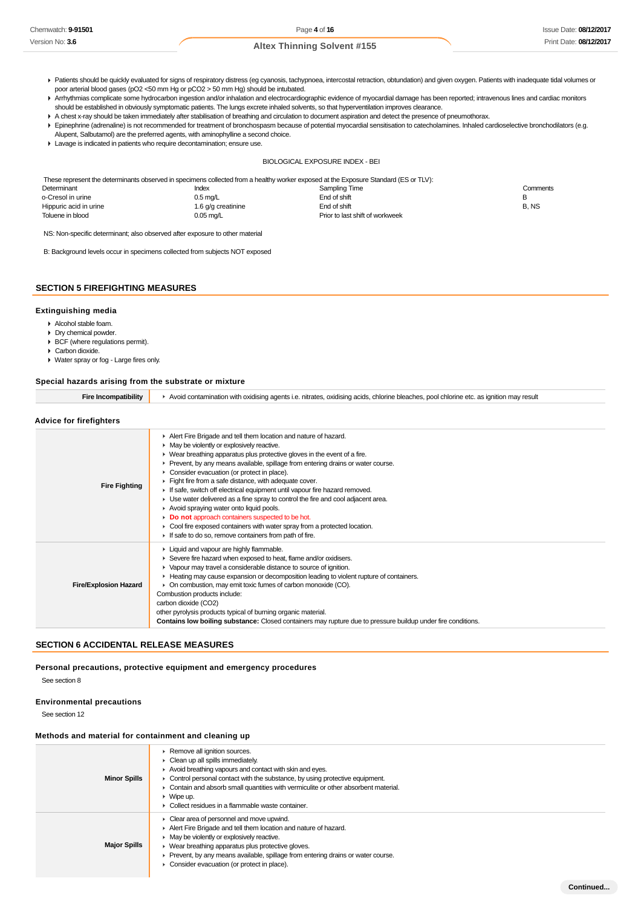- Patients should be quickly evaluated for signs of respiratory distress (eg cyanosis, tachypnoea, intercostal retraction, obtundation) and given oxygen. Patients with inadequate tidal volumes or poor arterial blood gases (pO2 <50 mm Hg or pCO2 > 50 mm Hg) should be intubated.
- Arrhythmias complicate some hydrocarbon ingestion and/or inhalation and electrocardiographic evidence of myocardial damage has been reported; intravenous lines and cardiac monitors should be established in obviously symptomatic patients. The lungs excrete inhaled solvents, so that hyperventilation improves clearance.
- A chest x-ray should be taken immediately after stabilisation of breathing and circulation to document aspiration and detect the presence of pneumothorax.
- Epinephrine (adrenaline) is not recommended for treatment of bronchospasm because of potential myocardial sensitisation to catecholamines. Inhaled cardioselective bronchodilators (e.g. Alupent, Salbutamol) are the preferred agents, with aminophylline a second choice.
- Lavage is indicated in patients who require decontamination; ensure use.

BIOLOGICAL EXPOSURE INDEX - BEI

These represent the determinants observed in specimens collected from a healthy worker exposed at the Exposure Standard (ES or TLV):

| Determinant | Index | Sampling Time | Comments |
|---|---|---|---|
| o-Cresol in urine | 0.5 mg/L | End of shift | B |
| Hippuric acid in urine | 1.6 g/g creatinine | End of shift | B, NS |
| Toluene in blood | 0.05 mg/L | Prior to last shift of workweek | |

NS: Non-specific determinant; also observed after exposure to other material

B: Background levels occur in specimens collected from subjects NOT exposed

## SECTION 5 FIREFIGHTING MEASURES

### Extinguishing media

- Alcohol stable foam.
- Dry chemical powder.
- BCF (where regulations permit).
- Carbon dioxide.
- Water spray or fog - Large fires only.

### Special hazards arising from the substrate or mixture

| | |
|---|---|
| **Fire Incompatibility** | Avoid contamination with oxidising agents i.e. nitrates, oxidising acids, chlorine bleaches, pool chlorine etc. as ignition may result |

### Advice for firefighters

| | |
|---|---|
| **Fire Fighting** | - Alert Fire Brigade and tell them location and nature of hazard.<br>- May be violently or explosively reactive.<br>- Wear breathing apparatus plus protective gloves in the event of a fire.<br>- Prevent, by any means available, spillage from entering drains or water course.<br>- Consider evacuation (or protect in place).<br>- Fight fire from a safe distance, with adequate cover.<br>- If safe, switch off electrical equipment until vapour fire hazard removed.<br>- Use water delivered as a fine spray to control the fire and cool adjacent area.<br>- Avoid spraying water onto liquid pools.<br>- **Do not** approach containers suspected to be hot.<br>- Cool fire exposed containers with water spray from a protected location.<br>- If safe to do so, remove containers from path of fire. |
| **Fire/Explosion Hazard** | - Liquid and vapour are highly flammable.<br>- Severe fire hazard when exposed to heat, flame and/or oxidisers.<br>- Vapour may travel a considerable distance to source of ignition.<br>- Heating may cause expansion or decomposition leading to violent rupture of containers.<br>- On combustion, may emit toxic fumes of carbon monoxide (CO).<br>Combustion products include:<br>carbon dioxide (CO2)<br>other pyrolysis products typical of burning organic material.<br>**Contains low boiling substance:** Closed containers may rupture due to pressure buildup under fire conditions. |

## SECTION 6 ACCIDENTAL RELEASE MEASURES

### Personal precautions, protective equipment and emergency procedures

See section 8

### Environmental precautions

See section 12

### Methods and material for containment and cleaning up

| | |
|---|---|
| **Minor Spills** | - Remove all ignition sources.<br>- Clean up all spills immediately.<br>- Avoid breathing vapours and contact with skin and eyes.<br>- Control personal contact with the substance, by using protective equipment.<br>- Contain and absorb small quantities with vermiculite or other absorbent material.<br>- Wipe up.<br>- Collect residues in a flammable waste container. |
| **Major Spills** | - Clear area of personnel and move upwind.<br>- Alert Fire Brigade and tell them location and nature of hazard.<br>- May be violently or explosively reactive.<br>- Wear breathing apparatus plus protective gloves.<br>- Prevent, by any means available, spillage from entering drains or water course.<br>- Consider evacuation (or protect in place). |

Continued...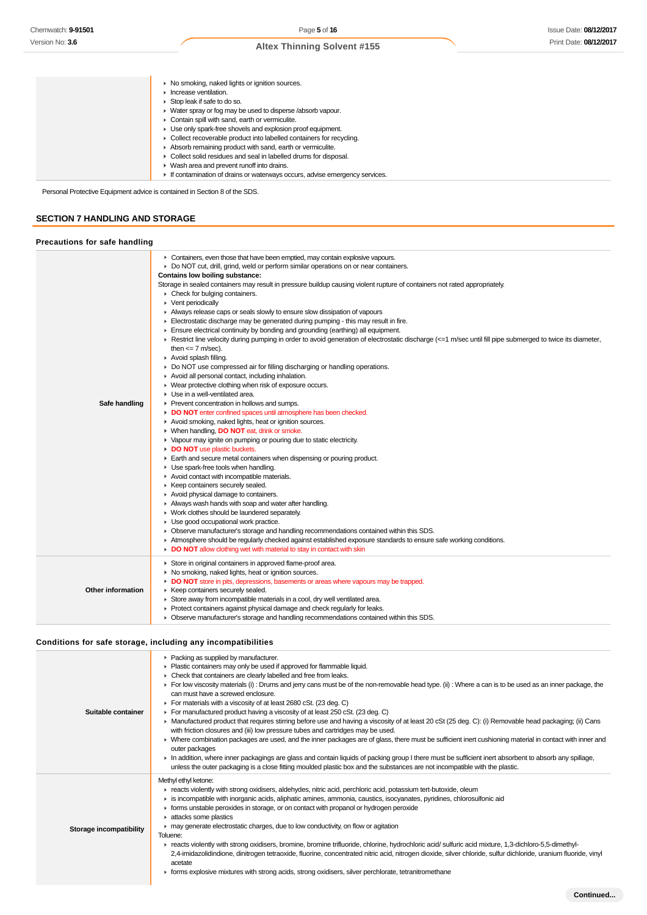| | |
|---|---|
| | ▸ No smoking, naked lights or ignition sources.<br>▸ Increase ventilation.<br>▸ Stop leak if safe to do so.<br>▸ Water spray or fog may be used to disperse /absorb vapour.<br>▸ Contain spill with sand, earth or vermiculite.<br>▸ Use only spark-free shovels and explosion proof equipment.<br>▸ Collect recoverable product into labelled containers for recycling.<br>▸ Absorb remaining product with sand, earth or vermiculite.<br>▸ Collect solid residues and seal in labelled drums for disposal.<br>▸ Wash area and prevent runoff into drains.<br>▸ If contamination of drains or waterways occurs, advise emergency services. |

Personal Protective Equipment advice is contained in Section 8 of the SDS.

## SECTION 7 HANDLING AND STORAGE

### Precautions for safe handling

| | |
|---|---|
| **Safe handling** | ▸ Containers, even those that have been emptied, may contain explosive vapours.<br>▸ Do NOT cut, drill, grind, weld or perform similar operations on or near containers.<br>**Contains low boiling substance:**<br>Storage in sealed containers may result in pressure buildup causing violent rupture of containers not rated appropriately.<br>▸ Check for bulging containers.<br>▸ Vent periodically<br>▸ Always release caps or seals slowly to ensure slow dissipation of vapours<br>▸ Electrostatic discharge may be generated during pumping - this may result in fire.<br>▸ Ensure electrical continuity by bonding and grounding (earthing) all equipment.<br>▸ Restrict line velocity during pumping in order to avoid generation of electrostatic discharge (<=1 m/sec until fill pipe submerged to twice its diameter, then <= 7 m/sec).<br>▸ Avoid splash filling.<br>▸ Do NOT use compressed air for filling discharging or handling operations.<br>▸ Avoid all personal contact, including inhalation.<br>▸ Wear protective clothing when risk of exposure occurs.<br>▸ Use in a well-ventilated area.<br>▸ Prevent concentration in hollows and sumps.<br>▸ **DO NOT** enter confined spaces until atmosphere has been checked.<br>▸ Avoid smoking, naked lights, heat or ignition sources.<br>▸ When handling, **DO NOT** eat, drink or smoke.<br>▸ Vapour may ignite on pumping or pouring due to static electricity.<br>▸ **DO NOT** use plastic buckets.<br>▸ Earth and secure metal containers when dispensing or pouring product.<br>▸ Use spark-free tools when handling.<br>▸ Avoid contact with incompatible materials.<br>▸ Keep containers securely sealed.<br>▸ Avoid physical damage to containers.<br>▸ Always wash hands with soap and water after handling.<br>▸ Work clothes should be laundered separately.<br>▸ Use good occupational work practice.<br>▸ Observe manufacturer's storage and handling recommendations contained within this SDS.<br>▸ Atmosphere should be regularly checked against established exposure standards to ensure safe working conditions.<br>▸ **DO NOT** allow clothing wet with material to stay in contact with skin |
| **Other information** | ▸ Store in original containers in approved flame-proof area.<br>▸ No smoking, naked lights, heat or ignition sources.<br>▸ **DO NOT** store in pits, depressions, basements or areas where vapours may be trapped.<br>▸ Keep containers securely sealed.<br>▸ Store away from incompatible materials in a cool, dry well ventilated area.<br>▸ Protect containers against physical damage and check regularly for leaks.<br>▸ Observe manufacturer's storage and handling recommendations contained within this SDS. |

### Conditions for safe storage, including any incompatibilities

| | |
|---|---|
| **Suitable container** | ▸ Packing as supplied by manufacturer.<br>▸ Plastic containers may only be used if approved for flammable liquid.<br>▸ Check that containers are clearly labelled and free from leaks.<br>▸ For low viscosity materials (i) : Drums and jerry cans must be of the non-removable head type. (ii) : Where a can is to be used as an inner package, the can must have a screwed enclosure.<br>▸ For materials with a viscosity of at least 2680 cSt. (23 deg. C)<br>▸ For manufactured product having a viscosity of at least 250 cSt. (23 deg. C)<br>▸ Manufactured product that requires stirring before use and having a viscosity of at least 20 cSt (25 deg. C): (i) Removable head packaging; (ii) Cans with friction closures and (iii) low pressure tubes and cartridges may be used.<br>▸ Where combination packages are used, and the inner packages are of glass, there must be sufficient inert cushioning material in contact with inner and outer packages<br>▸ In addition, where inner packagings are glass and contain liquids of packing group I there must be sufficient inert absorbent to absorb any spillage, unless the outer packaging is a close fitting moulded plastic box and the substances are not incompatible with the plastic. |
| **Storage incompatibility** | Methyl ethyl ketone:<br>▸ reacts violently with strong oxidisers, aldehydes, nitric acid, perchloric acid, potassium tert-butoxide, oleum<br>▸ is incompatible with inorganic acids, aliphatic amines, ammonia, caustics, isocyanates, pyridines, chlorosulfonic aid<br>▸ forms unstable peroxides in storage, or on contact with propanol or hydrogen peroxide<br>▸ attacks some plastics<br>▸ may generate electrostatic charges, due to low conductivity, on flow or agitation<br>Toluene:<br>▸ reacts violently with strong oxidisers, bromine, bromine trifluoride, chlorine, hydrochloric acid/ sulfuric acid mixture, 1,3-dichloro-5,5-dimethyl-2,4-imidazolidindione, dinitrogen tetraoxide, fluorine, concentrated nitric acid, nitrogen dioxide, silver chloride, sulfur dichloride, uranium fluoride, vinyl acetate<br>▸ forms explosive mixtures with strong acids, strong oxidisers, silver perchlorate, tetranitromethane |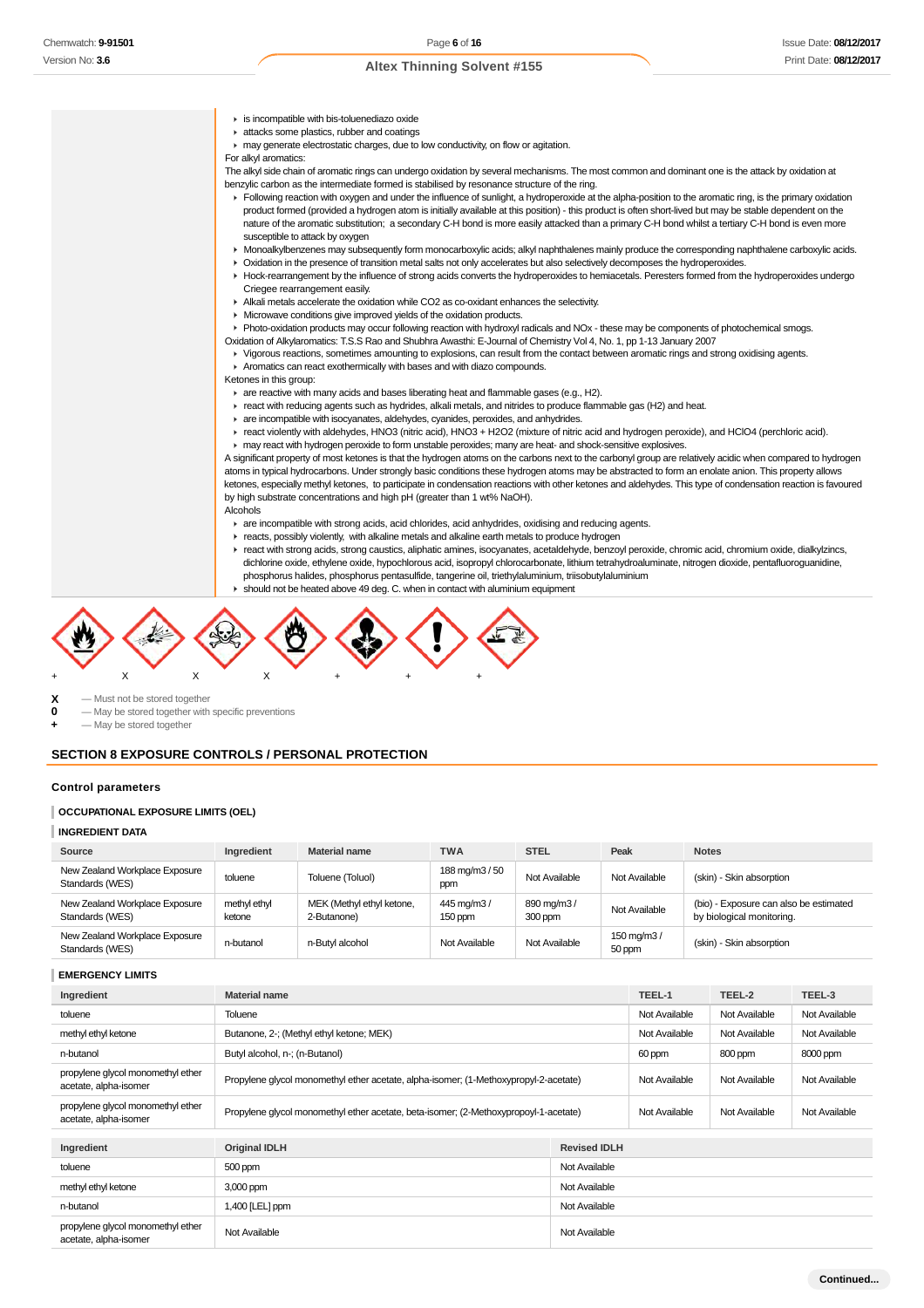- is incompatible with bis-toluenediazo oxide
- attacks some plastics, rubber and coatings
- may generate electrostatic charges, due to low conductivity, on flow or agitation.

For alkyl aromatics:

The alkyl side chain of aromatic rings can undergo oxidation by several mechanisms. The most common and dominant one is the attack by oxidation at benzylic carbon as the intermediate formed is stabilised by resonance structure of the ring.

- Following reaction with oxygen and under the influence of sunlight, a hydroperoxide at the alpha-position to the aromatic ring, is the primary oxidation product formed (provided a hydrogen atom is initially available at this position) - this product is often short-lived but may be stable dependent on the nature of the aromatic substitution; a secondary C-H bond is more easily attacked than a primary C-H bond whilst a tertiary C-H bond is even more susceptible to attack by oxygen
- Monoalkylbenzenes may subsequently form monocarboxylic acids; alkyl naphthalenes mainly produce the corresponding naphthalene carboxylic acids.
- Oxidation in the presence of transition metal salts not only accelerates but also selectively decomposes the hydroperoxides.
- Hock-rearrangement by the influence of strong acids converts the hydroperoxides to hemiacetals. Peresters formed from the hydroperoxides undergo Criegee rearrangement easily.
- Alkali metals accelerate the oxidation while CO2 as co-oxidant enhances the selectivity.
- Microwave conditions give improved yields of the oxidation products.
- Photo-oxidation products may occur following reaction with hydroxyl radicals and NOx - these may be components of photochemical smogs.

Oxidation of Alkylaromatics: T.S.S Rao and Shubhra Awasthi: E-Journal of Chemistry Vol 4, No. 1, pp 1-13 January 2007

- Vigorous reactions, sometimes amounting to explosions, can result from the contact between aromatic rings and strong oxidising agents.
- Aromatics can react exothermically with bases and with diazo compounds.

Ketones in this group:

- are reactive with many acids and bases liberating heat and flammable gases (e.g., H2).
- react with reducing agents such as hydrides, alkali metals, and nitrides to produce flammable gas (H2) and heat.
- are incompatible with isocyanates, aldehydes, cyanides, peroxides, and anhydrides.
- react violently with aldehydes, HNO3 (nitric acid), HNO3 + H2O2 (mixture of nitric acid and hydrogen peroxide), and HClO4 (perchloric acid).
- may react with hydrogen peroxide to form unstable peroxides; many are heat- and shock-sensitive explosives.

A significant property of most ketones is that the hydrogen atoms on the carbons next to the carbonyl group are relatively acidic when compared to hydrogen atoms in typical hydrocarbons. Under strongly basic conditions these hydrogen atoms may be abstracted to form an enolate anion. This property allows ketones, especially methyl ketones, to participate in condensation reactions with other ketones and aldehydes. This type of condensation reaction is favoured by high substrate concentrations and high pH (greater than 1 wt% NaOH).

Alcohols

- are incompatible with strong acids, acid chlorides, acid anhydrides, oxidising and reducing agents.
- reacts, possibly violently, with alkaline metals and alkaline earth metals to produce hydrogen
- react with strong acids, strong caustics, aliphatic amines, isocyanates, acetaldehyde, benzoyl peroxide, chromic acid, chromium oxide, dialkylzincs, dichlorine oxide, ethylene oxide, hypochlorous acid, isopropyl chlorocarbonate, lithium tetrahydroaluminate, nitrogen dioxide, pentafluoroguanidine, phosphorus halides, phosphorus pentasulfide, tangerine oil, triethylaluminium, triisobutylaluminium
- should not be heated above 49 deg. C. when in contact with aluminium equipment

| + | X | X | X | + | + | + |
|---|---|---|---|---|---|---|

**X** — Must not be stored together
**0** — May be stored together with specific preventions
**+** — May be stored together

## SECTION 8 EXPOSURE CONTROLS / PERSONAL PROTECTION

### Control parameters

#### OCCUPATIONAL EXPOSURE LIMITS (OEL)

#### INGREDIENT DATA

| Source | Ingredient | Material name | TWA | STEL | Peak | Notes |
|---|---|---|---|---|---|---|
| New Zealand Workplace Exposure Standards (WES) | toluene | Toluene (Toluol) | 188 mg/m3 / 50 ppm | Not Available | Not Available | (skin) - Skin absorption |
| New Zealand Workplace Exposure Standards (WES) | methyl ethyl ketone | MEK (Methyl ethyl ketone, 2-Butanone) | 445 mg/m3 / 150 ppm | 890 mg/m3 / 300 ppm | Not Available | (bio) - Exposure can also be estimated by biological monitoring. |
| New Zealand Workplace Exposure Standards (WES) | n-butanol | n-Butyl alcohol | Not Available | Not Available | 150 mg/m3 / 50 ppm | (skin) - Skin absorption |

#### EMERGENCY LIMITS

| Ingredient | Material name | TEEL-1 | TEEL-2 | TEEL-3 |
|---|---|---|---|---|
| toluene | Toluene | Not Available | Not Available | Not Available |
| methyl ethyl ketone | Butanone, 2-; (Methyl ethyl ketone; MEK) | Not Available | Not Available | Not Available |
| n-butanol | Butyl alcohol, n-; (n-Butanol) | 60 ppm | 800 ppm | 8000 ppm |
| propylene glycol monomethyl ether acetate, alpha-isomer | Propylene glycol monomethyl ether acetate, alpha-isomer; (1-Methoxypropyl-2-acetate) | Not Available | Not Available | Not Available |
| propylene glycol monomethyl ether acetate, alpha-isomer | Propylene glycol monomethyl ether acetate, beta-isomer; (2-Methoxypropoyl-1-acetate) | Not Available | Not Available | Not Available |

| Ingredient | Original IDLH | Revised IDLH |
|---|---|---|
| toluene | 500 ppm | Not Available |
| methyl ethyl ketone | 3,000 ppm | Not Available |
| n-butanol | 1,400 [LEL] ppm | Not Available |
| propylene glycol monomethyl ether acetate, alpha-isomer | Not Available | Not Available |

Continued...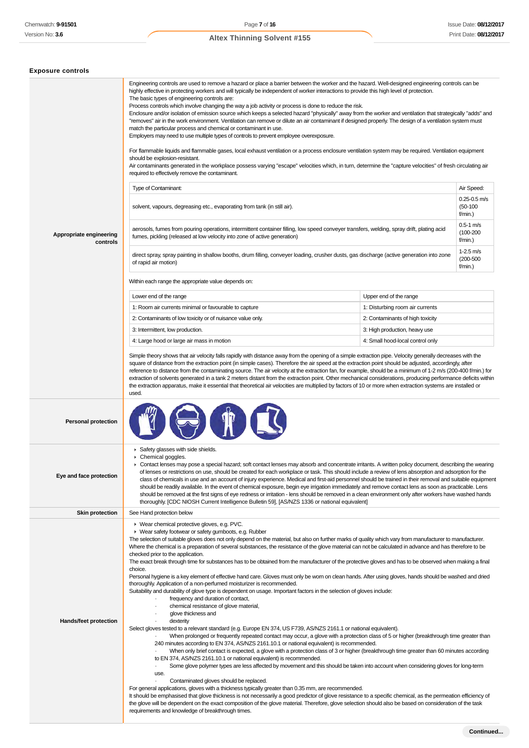## Exposure controls

**Appropriate engineering controls**

Engineering controls are used to remove a hazard or place a barrier between the worker and the hazard. Well-designed engineering controls can be highly effective in protecting workers and will typically be independent of worker interactions to provide this high level of protection.
The basic types of engineering controls are:
Process controls which involve changing the way a job activity or process is done to reduce the risk.
Enclosure and/or isolation of emission source which keeps a selected hazard "physically" away from the worker and ventilation that strategically "adds" and "removes" air in the work environment. Ventilation can remove or dilute an air contaminant if designed properly. The design of a ventilation system must match the particular process and chemical or contaminant in use.
Employers may need to use multiple types of controls to prevent employee overexposure.

For flammable liquids and flammable gases, local exhaust ventilation or a process enclosure ventilation system may be required. Ventilation equipment should be explosion-resistant.
Air contaminants generated in the workplace possess varying "escape" velocities which, in turn, determine the "capture velocities" of fresh circulating air required to effectively remove the contaminant.

| Type of Contaminant: | Air Speed: |
|---|---|
| solvent, vapours, degreasing etc., evaporating from tank (in still air). | 0.25-0.5 m/s (50-100 f/min.) |
| aerosols, fumes from pouring operations, intermittent container filling, low speed conveyer transfers, welding, spray drift, plating acid fumes, pickling (released at low velocity into zone of active generation) | 0.5-1 m/s (100-200 f/min.) |
| direct spray, spray painting in shallow booths, drum filling, conveyer loading, crusher dusts, gas discharge (active generation into zone of rapid air motion) | 1-2.5 m/s (200-500 f/min.) |

Within each range the appropriate value depends on:

| Lower end of the range | Upper end of the range |
|---|---|
| 1: Room air currents minimal or favourable to capture | 1: Disturbing room air currents |
| 2: Contaminants of low toxicity or of nuisance value only. | 2: Contaminants of high toxicity |
| 3: Intermittent, low production. | 3: High production, heavy use |
| 4: Large hood or large air mass in motion | 4: Small hood-local control only |

Simple theory shows that air velocity falls rapidly with distance away from the opening of a simple extraction pipe. Velocity generally decreases with the square of distance from the extraction point (in simple cases). Therefore the air speed at the extraction point should be adjusted, accordingly, after reference to distance from the contaminating source. The air velocity at the extraction fan, for example, should be a minimum of 1-2 m/s (200-400 f/min.) for extraction of solvents generated in a tank 2 meters distant from the extraction point. Other mechanical considerations, producing performance deficits within the extraction apparatus, make it essential that theoretical air velocities are multiplied by factors of 10 or more when extraction systems are installed or used.

**Personal protection**

**Eye and face protection**

- Safety glasses with side shields.
- Chemical goggles.
- Contact lenses may pose a special hazard; soft contact lenses may absorb and concentrate irritants. A written policy document, describing the wearing of lenses or restrictions on use, should be created for each workplace or task. This should include a review of lens absorption and adsorption for the class of chemicals in use and an account of injury experience. Medical and first-aid personnel should be trained in their removal and suitable equipment should be readily available. In the event of chemical exposure, begin eye irrigation immediately and remove contact lens as soon as practicable. Lens should be removed at the first signs of eye redness or irritation - lens should be removed in a clean environment only after workers have washed hands thoroughly. [CDC NIOSH Current Intelligence Bulletin 59], [AS/NZS 1336 or national equivalent]

**Skin protection**

See Hand protection below

**Hands/feet protection**

- Wear chemical protective gloves, e.g. PVC.
- Wear safety footwear or safety gumboots, e.g. Rubber

The selection of suitable gloves does not only depend on the material, but also on further marks of quality which vary from manufacturer to manufacturer. Where the chemical is a preparation of several substances, the resistance of the glove material can not be calculated in advance and has therefore to be checked prior to the application.
The exact break through time for substances has to be obtained from the manufacturer of the protective gloves and has to be observed when making a final choice.
Personal hygiene is a key element of effective hand care. Gloves must only be worn on clean hands. After using gloves, hands should be washed and dried thoroughly. Application of a non-perfumed moisturizer is recommended.
Suitability and durability of glove type is dependent on usage. Important factors in the selection of gloves include:

- frequency and duration of contact,
- chemical resistance of glove material,
- glove thickness and
- dexterity

Select gloves tested to a relevant standard (e.g. Europe EN 374, US F739, AS/NZS 2161.1 or national equivalent).

- When prolonged or frequently repeated contact may occur, a glove with a protection class of 5 or higher (breakthrough time greater than 240 minutes according to EN 374, AS/NZS 2161.10.1 or national equivalent) is recommended.
- When only brief contact is expected, a glove with a protection class of 3 or higher (breakthrough time greater than 60 minutes according to EN 374, AS/NZS 2161.10.1 or national equivalent) is recommended.
- Some glove polymer types are less affected by movement and this should be taken into account when considering gloves for long-term use.
- Contaminated gloves should be replaced.

For general applications, gloves with a thickness typically greater than 0.35 mm, are recommended.
It should be emphasised that glove thickness is not necessarily a good predictor of glove resistance to a specific chemical, as the permeation efficiency of the glove will be dependent on the exact composition of the glove material. Therefore, glove selection should also be based on consideration of the task requirements and knowledge of breakthrough times.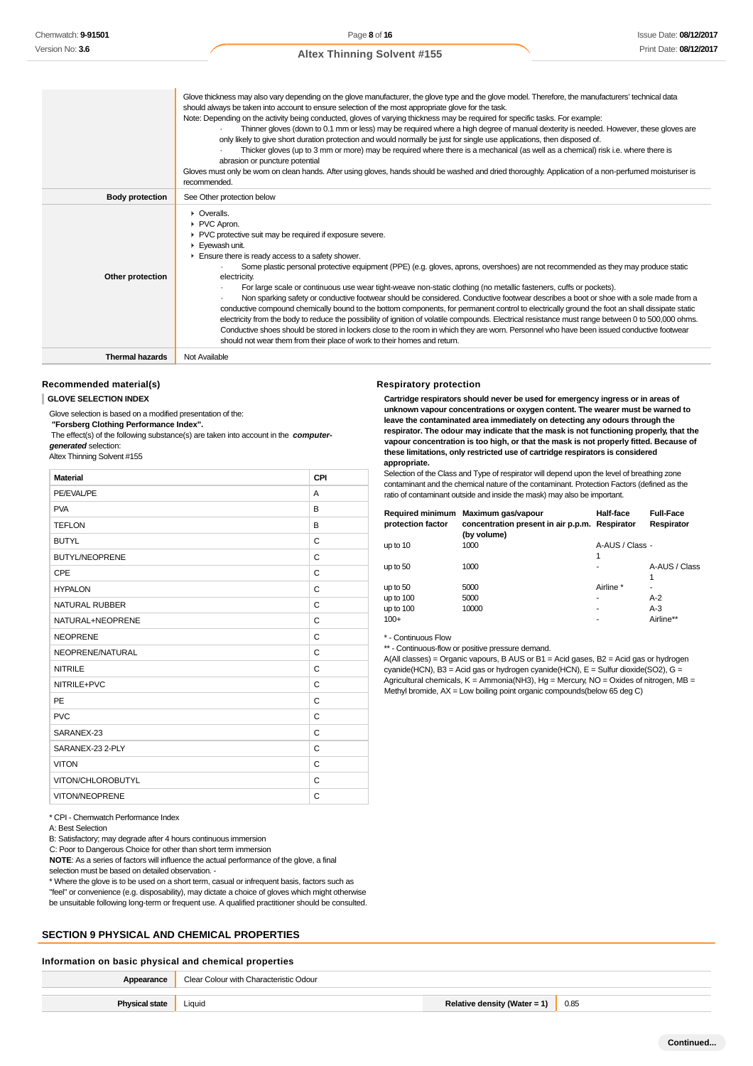| | |
|---|---|
| | Glove thickness may also vary depending on the glove manufacturer, the glove type and the glove model. Therefore, the manufacturers' technical data should always be taken into account to ensure selection of the most appropriate glove for the task.<br>Note: Depending on the activity being conducted, gloves of varying thickness may be required for specific tasks. For example:<br>· Thinner gloves (down to 0.1 mm or less) may be required where a high degree of manual dexterity is needed. However, these gloves are only likely to give short duration protection and would normally be just for single use applications, then disposed of.<br>· Thicker gloves (up to 3 mm or more) may be required where there is a mechanical (as well as a chemical) risk i.e. where there is abrasion or puncture potential<br>Gloves must only be worn on clean hands. After using gloves, hands should be washed and dried thoroughly. Application of a non-perfumed moisturiser is recommended. |
| **Body protection** | See Other protection below |
| **Other protection** | ▸ Overalls.<br>▸ PVC Apron.<br>▸ PVC protective suit may be required if exposure severe.<br>▸ Eyewash unit.<br>▸ Ensure there is ready access to a safety shower.<br>· Some plastic personal protective equipment (PPE) (e.g. gloves, aprons, overshoes) are not recommended as they may produce static electricity.<br>· For large scale or continuous use wear tight-weave non-static clothing (no metallic fasteners, cuffs or pockets).<br>· Non sparking safety or conductive footwear should be considered. Conductive footwear describes a boot or shoe with a sole made from a conductive compound chemically bound to the bottom components, for permanent control to electrically ground the foot an shall dissipate static electricity from the body to reduce the possibility of ignition of volatile compounds. Electrical resistance must range between 0 to 500,000 ohms. Conductive shoes should be stored in lockers close to the room in which they are worn. Personnel who have been issued conductive footwear should not wear them from their place of work to their homes and return. |
| **Thermal hazards** | Not Available |

### Recommended material(s)

**GLOVE SELECTION INDEX**

Glove selection is based on a modified presentation of the:
***"Forsberg Clothing Performance Index".***
The effect(s) of the following substance(s) are taken into account in the ***computer-generated*** selection:
Altex Thinning Solvent #155

| Material | CPI |
|---|---|
| PE/EVAL/PE | A |
| PVA | B |
| TEFLON | B |
| BUTYL | C |
| BUTYL/NEOPRENE | C |
| CPE | C |
| HYPALON | C |
| NATURAL RUBBER | C |
| NATURAL+NEOPRENE | C |
| NEOPRENE | C |
| NEOPRENE/NATURAL | C |
| NITRILE | C |
| NITRILE+PVC | C |
| PE | C |
| PVC | C |
| SARANEX-23 | C |
| SARANEX-23 2-PLY | C |
| VITON | C |
| VITON/CHLOROBUTYL | C |
| VITON/NEOPRENE | C |

* CPI - Chemwatch Performance Index
A: Best Selection
B: Satisfactory; may degrade after 4 hours continuous immersion
C: Poor to Dangerous Choice for other than short term immersion
**NOTE**: As a series of factors will influence the actual performance of the glove, a final selection must be based on detailed observation. -
* Where the glove is to be used on a short term, casual or infrequent basis, factors such as "feel" or convenience (e.g. disposability), may dictate a choice of gloves which might otherwise be unsuitable following long-term or frequent use. A qualified practitioner should be consulted.

### Respiratory protection

**Cartridge respirators should never be used for emergency ingress or in areas of unknown vapour concentrations or oxygen content. The wearer must be warned to leave the contaminated area immediately on detecting any odours through the respirator. The odour may indicate that the mask is not functioning properly, that the vapour concentration is too high, or that the mask is not properly fitted. Because of these limitations, only restricted use of cartridge respirators is considered appropriate.**

Selection of the Class and Type of respirator will depend upon the level of breathing zone contaminant and the chemical nature of the contaminant. Protection Factors (defined as the ratio of contaminant outside and inside the mask) may also be important.

| Required minimum protection factor | Maximum gas/vapour concentration present in air p.p.m. (by volume) | Half-face Respirator | Full-Face Respirator |
|---|---|---|---|
| up to 10 | 1000 | A-AUS / Class 1 | - |
| up to 50 | 1000 | - | A-AUS / Class 1 |
| up to 50 | 5000 | Airline * | - |
| up to 100 | 5000 | - | A-2 |
| up to 100 | 10000 | - | A-3 |
| 100+ | | - | Airline** |

* - Continuous Flow
** - Continuous-flow or positive pressure demand.
A(All classes) = Organic vapours, B AUS or B1 = Acid gases, B2 = Acid gas or hydrogen cyanide(HCN), B3 = Acid gas or hydrogen cyanide(HCN), E = Sulfur dioxide($SO_2$), G = Agricultural chemicals, K = Ammonia($NH_3$), Hg = Mercury, NO = Oxides of nitrogen, MB = Methyl bromide, AX = Low boiling point organic compounds(below 65 deg C)

## SECTION 9 PHYSICAL AND CHEMICAL PROPERTIES

### Information on basic physical and chemical properties

| | | | |
|---|---|---|---|
| **Appearance** | Clear Colour with Characteristic Odour | | |
| **Physical state** | Liquid | **Relative density (Water = 1)** | 0.85 |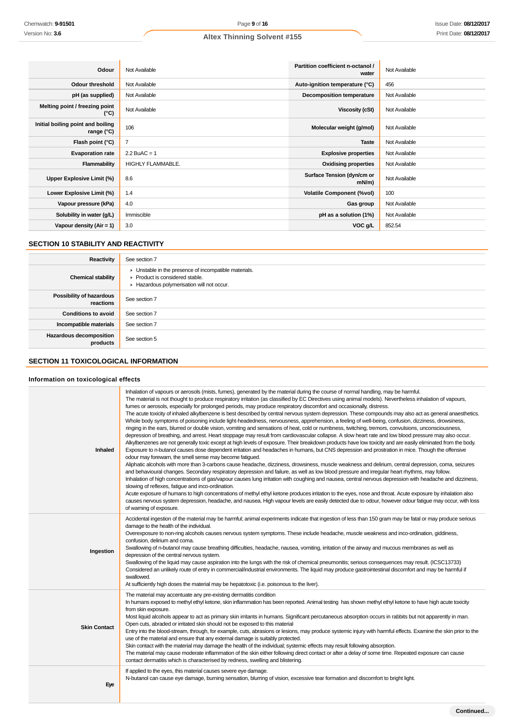| | | | |
|---|---|---|---|
| **Odour** | Not Available | **Partition coefficient n-octanol / water** | Not Available |
| **Odour threshold** | Not Available | **Auto-ignition temperature (°C)** | 456 |
| **pH (as supplied)** | Not Available | **Decomposition temperature** | Not Available |
| **Melting point / freezing point (°C)** | Not Available | **Viscosity (cSt)** | Not Available |
| **Initial boiling point and boiling range (°C)** | 106 | **Molecular weight (g/mol)** | Not Available |
| **Flash point (°C)** | 7 | **Taste** | Not Available |
| **Evaporation rate** | 2.2 BuAC = 1 | **Explosive properties** | Not Available |
| **Flammability** | HIGHLY FLAMMABLE. | **Oxidising properties** | Not Available |
| **Upper Explosive Limit (%)** | 8.6 | **Surface Tension (dyn/cm or mN/m)** | Not Available |
| **Lower Explosive Limit (%)** | 1.4 | **Volatile Component (%vol)** | 100 |
| **Vapour pressure (kPa)** | 4.0 | **Gas group** | Not Available |
| **Solubility in water (g/L)** | Immiscible | **pH as a solution (1%)** | Not Available |
| **Vapour density (Air = 1)** | 3.0 | **VOC g/L** | 852.54 |

## SECTION 10 STABILITY AND REACTIVITY

| | |
|---|---|
| **Reactivity** | See section 7 |
| **Chemical stability** | ▸ Unstable in the presence of incompatible materials.<br>▸ Product is considered stable.<br>▸ Hazardous polymerisation will not occur. |
| **Possibility of hazardous reactions** | See section 7 |
| **Conditions to avoid** | See section 7 |
| **Incompatible materials** | See section 7 |
| **Hazardous decomposition products** | See section 5 |

## SECTION 11 TOXICOLOGICAL INFORMATION

### Information on toxicological effects

| | |
|---|---|
| **Inhaled** | Inhalation of vapours or aerosols (mists, fumes), generated by the material during the course of normal handling, may be harmful.<br>The material is not thought to produce respiratory irritation (as classified by EC Directives using animal models). Nevertheless inhalation of vapours, fumes or aerosols, especially for prolonged periods, may produce respiratory discomfort and occasionally, distress.<br>The acute toxicity of inhaled alkylbenzene is best described by central nervous system depression. These compounds may also act as general anaesthetics. Whole body symptoms of poisoning include light-headedness, nervousness, apprehension, a feeling of well-being, confusion, dizziness, drowsiness, ringing in the ears, blurred or double vision, vomiting and sensations of heat, cold or numbness, twitching, tremors, convulsions, unconsciousness, depression of breathing, and arrest. Heart stoppage may result from cardiovascular collapse. A slow heart rate and low blood pressure may also occur.<br>Alkylbenzenes are not generally toxic except at high levels of exposure. Their breakdown products have low toxicity and are easily eliminated from the body.<br>Exposure to n-butanol causes dose dependent irritation and headaches in humans, but CNS depression and prostration in mice. Though the offensive odour may forewarn, the smell sense may become fatigued.<br>Aliphatic alcohols with more than 3-carbons cause headache, dizziness, drowsiness, muscle weakness and delirium, central depression, coma, seizures and behavioural changes. Secondary respiratory depression and failure, as well as low blood pressure and irregular heart rhythms, may follow.<br>Inhalation of high concentrations of gas/vapour causes lung irritation with coughing and nausea, central nervous depression with headache and dizziness, slowing of reflexes, fatigue and inco-ordination.<br>Acute exposure of humans to high concentrations of methyl ethyl ketone produces irritation to the eyes, nose and throat. Acute exposure by inhalation also causes nervous system depression, headache, and nausea. High vapour levels are easily detected due to odour, however odour fatigue may occur, with loss of warning of exposure. |
| **Ingestion** | Accidental ingestion of the material may be harmful; animal experiments indicate that ingestion of less than 150 gram may be fatal or may produce serious damage to the health of the individual.<br>Overexposure to non-ring alcohols causes nervous system symptoms. These include headache, muscle weakness and inco-ordination, giddiness, confusion, delirium and coma.<br>Swallowing of n-butanol may cause breathing difficulties, headache, nausea, vomiting, irritation of the airway and mucous membranes as well as depression of the central nervous system.<br>Swallowing of the liquid may cause aspiration into the lungs with the risk of chemical pneumonitis; serious consequences may result. (ICSC13733)<br>Considered an unlikely route of entry in commercial/industrial environments. The liquid may produce gastrointestinal discomfort and may be harmful if swallowed.<br>At sufficiently high doses the material may be hepatotoxic (i.e. poisonous to the liver). |
| **Skin Contact** | The material may accentuate any pre-existing dermatitis condition<br>In humans exposed to methyl ethyl ketone, skin inflammation has been reported. Animal testing has shown methyl ethyl ketone to have high acute toxicity from skin exposure.<br>Most liquid alcohols appear to act as primary skin irritants in humans. Significant percutaneous absorption occurs in rabbits but not apparently in man.<br>Open cuts, abraded or irritated skin should not be exposed to this material<br>Entry into the blood-stream, through, for example, cuts, abrasions or lesions, may produce systemic injury with harmful effects. Examine the skin prior to the use of the material and ensure that any external damage is suitably protected.<br>Skin contact with the material may damage the health of the individual; systemic effects may result following absorption.<br>The material may cause moderate inflammation of the skin either following direct contact or after a delay of some time. Repeated exposure can cause contact dermatitis which is characterised by redness, swelling and blistering. |
| **Eye** | If applied to the eyes, this material causes severe eye damage.<br>N-butanol can cause eye damage, burning sensation, blurring of vision, excessive tear formation and discomfort to bright light. |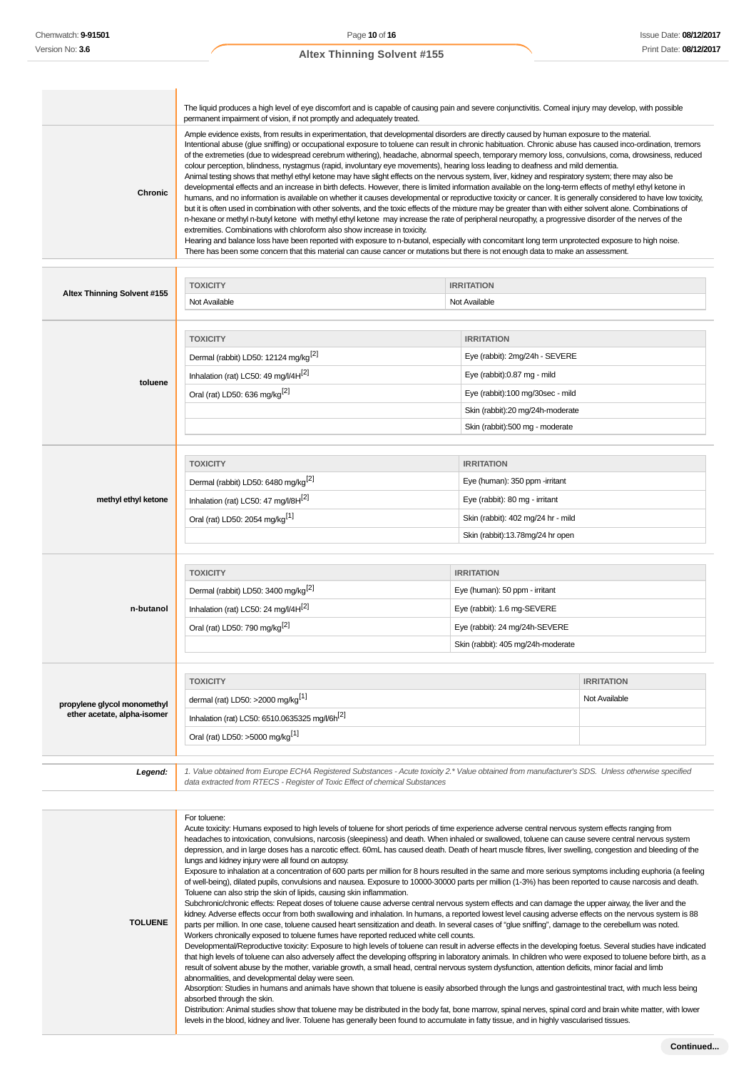| | |
|---|---|
| | The liquid produces a high level of eye discomfort and is capable of causing pain and severe conjunctivitis. Corneal injury may develop, with possible permanent impairment of vision, if not promptly and adequately treated. |
| **Chronic** | Ample evidence exists, from results in experimentation, that developmental disorders are directly caused by human exposure to the material. Intentional abuse (glue sniffing) or occupational exposure to toluene can result in chronic habituation. Chronic abuse has caused inco-ordination, tremors of the extremeties (due to widespread cerebrum withering), headache, abnormal speech, temporary memory loss, convulsions, coma, drowsiness, reduced colour perception, blindness, nystagmus (rapid, involuntary eye movements), hearing loss leading to deafness and mild dementia. Animal testing shows that methyl ethyl ketone may have slight effects on the nervous system, liver, kidney and respiratory system; there may also be developmental effects and an increase in birth defects. However, there is limited information available on the long-term effects of methyl ethyl ketone in humans, and no information is available on whether it causes developmental or reproductive toxicity or cancer. It is generally considered to have low toxicity, but it is often used in combination with other solvents, and the toxic effects of the mixture may be greater than with either solvent alone. Combinations of n-hexane or methyl n-butyl ketone with methyl ethyl ketone may increase the rate of peripheral neuropathy, a progressive disorder of the nerves of the extremities. Combinations with chloroform also show increase in toxicity. Hearing and balance loss have been reported with exposure to n-butanol, especially with concomitant long term unprotected exposure to high noise. There has been some concern that this material can cause cancer or mutations but there is not enough data to make an assessment. |

**Altex Thinning Solvent #155**

| TOXICITY | IRRITATION |
|---|---|
| Not Available | Not Available |

**toluene**

| TOXICITY | IRRITATION |
|---|---|
| Dermal (rabbit) LD50: 12124 mg/kg[2] | Eye (rabbit): 2mg/24h - SEVERE |
| Inhalation (rat) LC50: 49 mg/l/4H[2] | Eye (rabbit):0.87 mg - mild |
| Oral (rat) LD50: 636 mg/kg[2] | Eye (rabbit):100 mg/30sec - mild |
| | Skin (rabbit):20 mg/24h-moderate |
| | Skin (rabbit):500 mg - moderate |

**methyl ethyl ketone**

| TOXICITY | IRRITATION |
|---|---|
| Dermal (rabbit) LD50: 6480 mg/kg[2] | Eye (human): 350 ppm -irritant |
| Inhalation (rat) LC50: 47 mg/l/8H[2] | Eye (rabbit): 80 mg - irritant |
| Oral (rat) LD50: 2054 mg/kg[1] | Skin (rabbit): 402 mg/24 hr - mild |
| | Skin (rabbit):13.78mg/24 hr open |

**n-butanol**

| TOXICITY | IRRITATION |
|---|---|
| Dermal (rabbit) LD50: 3400 mg/kg[2] | Eye (human): 50 ppm - irritant |
| Inhalation (rat) LC50: 24 mg/l/4H[2] | Eye (rabbit): 1.6 mg-SEVERE |
| Oral (rat) LD50: 790 mg/kg[2] | Eye (rabbit): 24 mg/24h-SEVERE |
| | Skin (rabbit): 405 mg/24h-moderate |

**propylene glycol monomethyl ether acetate, alpha-isomer**

| TOXICITY | IRRITATION |
|---|---|
| dermal (rat) LD50: >2000 mg/kg[1] | Not Available |
| Inhalation (rat) LC50: 6510.0635325 mg/l/6h[2] | |
| Oral (rat) LD50: >5000 mg/kg[1] | |

***Legend:*** *1. Value obtained from Europe ECHA Registered Substances - Acute toxicity 2.\* Value obtained from manufacturer's SDS. Unless otherwise specified data extracted from RTECS - Register of Toxic Effect of chemical Substances*

**TOLUENE**

For toluene:

Acute toxicity: Humans exposed to high levels of toluene for short periods of time experience adverse central nervous system effects ranging from headaches to intoxication, convulsions, narcosis (sleepiness) and death. When inhaled or swallowed, toluene can cause severe central nervous system depression, and in large doses has a narcotic effect. 60mL has caused death. Death of heart muscle fibres, liver swelling, congestion and bleeding of the lungs and kidney injury were all found on autopsy.

Exposure to inhalation at a concentration of 600 parts per million for 8 hours resulted in the same and more serious symptoms including euphoria (a feeling of well-being), dilated pupils, convulsions and nausea. Exposure to 10000-30000 parts per million (1-3%) has been reported to cause narcosis and death. Toluene can also strip the skin of lipids, causing skin inflammation.

Subchronic/chronic effects: Repeat doses of toluene cause adverse central nervous system effects and can damage the upper airway, the liver and the kidney. Adverse effects occur from both swallowing and inhalation. In humans, a reported lowest level causing adverse effects on the nervous system is 88 parts per million. In one case, toluene caused heart sensitization and death. In several cases of "glue sniffing", damage to the cerebellum was noted. Workers chronically exposed to toluene fumes have reported reduced white cell counts.

Developmental/Reproductive toxicity: Exposure to high levels of toluene can result in adverse effects in the developing foetus. Several studies have indicated that high levels of toluene can also adversely affect the developing offspring in laboratory animals. In children who were exposed to toluene before birth, as a result of solvent abuse by the mother, variable growth, a small head, central nervous system dysfunction, attention deficits, minor facial and limb abnormalities, and developmental delay were seen.

Absorption: Studies in humans and animals have shown that toluene is easily absorbed through the lungs and gastrointestinal tract, with much less being absorbed through the skin.

Distribution: Animal studies show that toluene may be distributed in the body fat, bone marrow, spinal nerves, spinal cord and brain white matter, with lower levels in the blood, kidney and liver. Toluene has generally been found to accumulate in fatty tissue, and in highly vascularised tissues.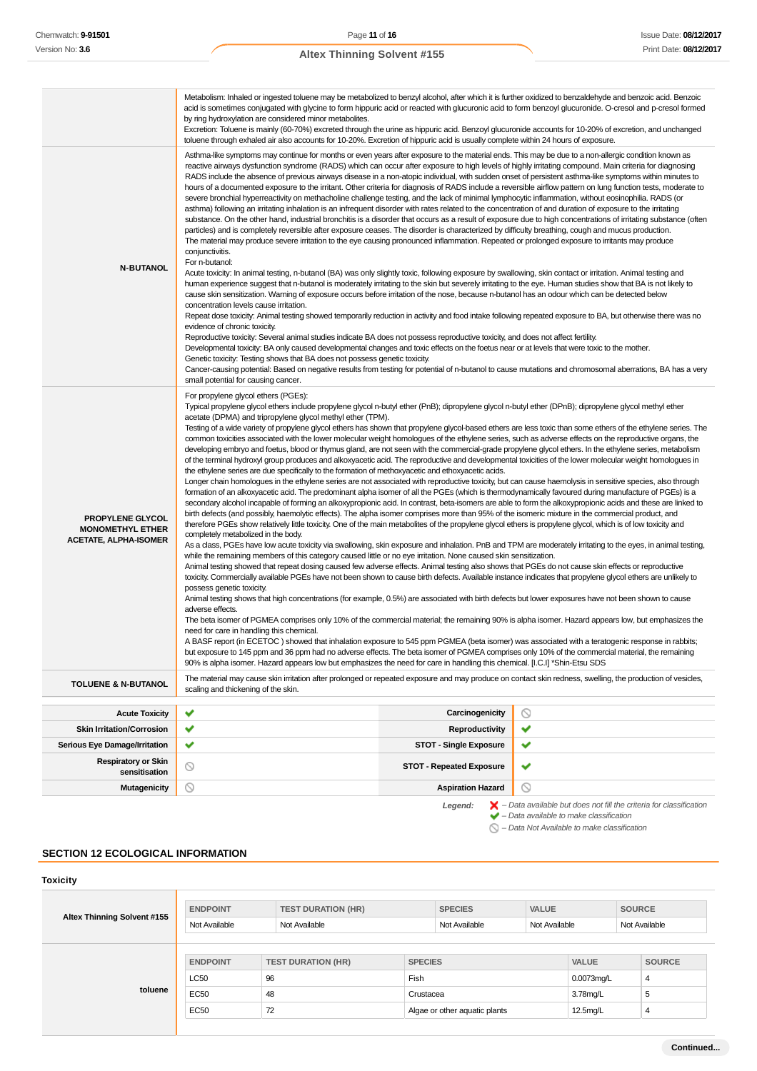| | |
|---|---|
| | Metabolism: Inhaled or ingested toluene may be metabolized to benzyl alcohol, after which it is further oxidized to benzaldehyde and benzoic acid. Benzoic acid is sometimes conjugated with glycine to form hippuric acid or reacted with glucuronic acid to form benzoyl glucuronide. O-cresol and p-cresol formed by ring hydroxylation are considered minor metabolites.<br>Excretion: Toluene is mainly (60-70%) excreted through the urine as hippuric acid. Benzoyl glucuronide accounts for 10-20% of excretion, and unchanged toluene through exhaled air also accounts for 10-20%. Excretion of hippuric acid is usually complete within 24 hours of exposure. |
| **N-BUTANOL** | Asthma-like symptoms may continue for months or even years after exposure to the material ends. This may be due to a non-allergic condition known as reactive airways dysfunction syndrome (RADS) which can occur after exposure to high levels of highly irritating compound. Main criteria for diagnosing RADS include the absence of previous airways disease in a non-atopic individual, with sudden onset of persistent asthma-like symptoms within minutes to hours of a documented exposure to the irritant. Other criteria for diagnosis of RADS include a reversible airflow pattern on lung function tests, moderate to severe bronchial hyperreactivity on methacholine challenge testing, and the lack of minimal lymphocytic inflammation, without eosinophilia. RADS (or asthma) following an irritating inhalation is an infrequent disorder with rates related to the concentration of and duration of exposure to the irritating substance. On the other hand, industrial bronchitis is a disorder that occurs as a result of exposure due to high concentrations of irritating substance (often particles) and is completely reversible after exposure ceases. The disorder is characterized by difficulty breathing, cough and mucus production.<br>The material may produce severe irritation to the eye causing pronounced inflammation. Repeated or prolonged exposure to irritants may produce conjunctivitis.<br>For n-butanol:<br>Acute toxicity: In animal testing, n-butanol (BA) was only slightly toxic, following exposure by swallowing, skin contact or irritation. Animal testing and human experience suggest that n-butanol is moderately irritating to the skin but severely irritating to the eye. Human studies show that BA is not likely to cause skin sensitization. Warning of exposure occurs before irritation of the nose, because n-butanol has an odour which can be detected below concentration levels cause irritation.<br>Repeat dose toxicity: Animal testing showed temporarily reduction in activity and food intake following repeated exposure to BA, but otherwise there was no evidence of chronic toxicity.<br>Reproductive toxicity: Several animal studies indicate BA does not possess reproductive toxicity, and does not affect fertility.<br>Developmental toxicity: BA only caused developmental changes and toxic effects on the foetus near or at levels that were toxic to the mother.<br>Genetic toxicity: Testing shows that BA does not possess genetic toxicity.<br>Cancer-causing potential: Based on negative results from testing for potential of n-butanol to cause mutations and chromosomal aberrations, BA has a very small potential for causing cancer. |
| **PROPYLENE GLYCOL MONOMETHYL ETHER ACETATE, ALPHA-ISOMER** | For propylene glycol ethers (PGEs):<br>Typical propylene glycol ethers include propylene glycol n-butyl ether (PnB); dipropylene glycol n-butyl ether (DPnB); dipropylene glycol methyl ether acetate (DPMA) and tripropylene glycol methyl ether (TPM).<br>Testing of a wide variety of propylene glycol ethers has shown that propylene glycol-based ethers are less toxic than some ethers of the ethylene series. The common toxicities associated with the lower molecular weight homologues of the ethylene series, such as adverse effects on the reproductive organs, the developing embryo and foetus, blood or thymus gland, are not seen with the commercial-grade propylene glycol ethers. In the ethylene series, metabolism of the terminal hydroxyl group produces and alkoxyacetic acid. The reproductive and developmental toxicities of the lower molecular weight homologues in the ethylene series are due specifically to the formation of methoxyacetic and ethoxyacetic acids.<br>Longer chain homologues in the ethylene series are not associated with reproductive toxicity, but can cause haemolysis in sensitive species, also through formation of an alkoxyacetic acid. The predominant alpha isomer of all the PGEs (which is thermodynamically favoured during manufacture of PGEs) is a secondary alcohol incapable of forming an alkoxypropionic acid. In contrast, beta-isomers are able to form the alkoxypropionic acids and these are linked to birth defects (and possibly, haemolytic effects). The alpha isomer comprises more than 95% of the isomeric mixture in the commercial product, and therefore PGEs show relatively little toxicity. One of the main metabolites of the propylene glycol ethers is propylene glycol, which is of low toxicity and completely metabolized in the body.<br>As a class, PGEs have low acute toxicity via swallowing, skin exposure and inhalation. PnB and TPM are moderately irritating to the eyes, in animal testing, while the remaining members of this category caused little or no eye irritation. None caused skin sensitization.<br>Animal testing showed that repeat dosing caused few adverse effects. Animal testing also shows that PGEs do not cause skin effects or reproductive toxicity. Commercially available PGEs have not been shown to cause birth defects. Available instance indicates that propylene glycol ethers are unlikely to possess genetic toxicity.<br>Animal testing shows that high concentrations (for example, 0.5%) are associated with birth defects but lower exposures have not been shown to cause adverse effects.<br>The beta isomer of PGMEA comprises only 10% of the commercial material; the remaining 90% is alpha isomer. Hazard appears low, but emphasizes the need for care in handling this chemical.<br>A BASF report (in ECETOC ) showed that inhalation exposure to 545 ppm PGMEA (beta isomer) was associated with a teratogenic response in rabbits; but exposure to 145 ppm and 36 ppm had no adverse effects. The beta isomer of PGMEA comprises only 10% of the commercial material, the remaining 90% is alpha isomer. Hazard appears low but emphasizes the need for care in handling this chemical. [I.C.I] *Shin-Etsu SDS |
| **TOLUENE & N-BUTANOL** | The material may cause skin irritation after prolonged or repeated exposure and may produce on contact skin redness, swelling, the production of vesicles, scaling and thickening of the skin. |

| | | | |
|---|---|---|---|
| **Acute Toxicity** | ✔ | **Carcinogenicity** | ⃠ |
| **Skin Irritation/Corrosion** | ✔ | **Reproductivity** | ✔ |
| **Serious Eye Damage/Irritation** | ✔ | **STOT - Single Exposure** | ✔ |
| **Respiratory or Skin sensitisation** | ⃠ | **STOT - Repeated Exposure** | ✔ |
| **Mutagenicity** | ⃠ | **Aspiration Hazard** | ⃠ |

*Legend:*
❌ *– Data available but does not fill the criteria for classification*
✔ *– Data available to make classification*
⃠ *– Data Not Available to make classification*

## SECTION 12 ECOLOGICAL INFORMATION

### Toxicity

**Altex Thinning Solvent #155**

| ENDPOINT | TEST DURATION (HR) | SPECIES | VALUE | SOURCE |
|---|---|---|---|---|
| Not Available | Not Available | Not Available | Not Available | Not Available |

**toluene**

| ENDPOINT | TEST DURATION (HR) | SPECIES | VALUE | SOURCE |
|---|---|---|---|---|
| LC50 | 96 | Fish | 0.0073mg/L | 4 |
| EC50 | 48 | Crustacea | 3.78mg/L | 5 |
| EC50 | 72 | Algae or other aquatic plants | 12.5mg/L | 4 |

Continued...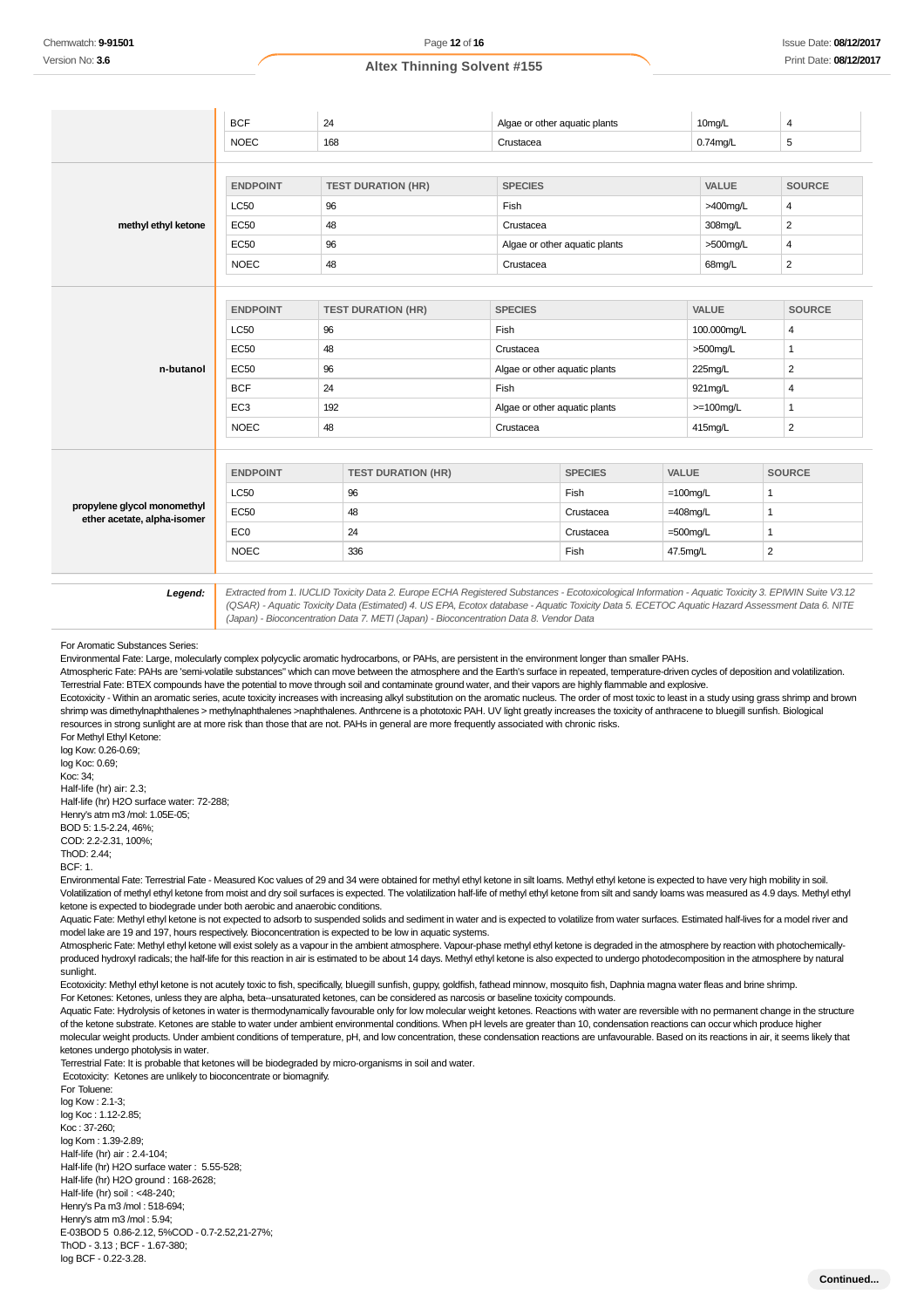|  | ENDPOINT | TEST DURATION (HR) | SPECIES | VALUE | SOURCE |
|---|---|---|---|---|---|
|  | BCF | 24 | Algae or other aquatic plants | 10mg/L | 4 |
|  | NOEC | 168 | Crustacea | 0.74mg/L | 5 |
| **methyl ethyl ketone** | LC50 | 96 | Fish | >400mg/L | 4 |
|  | EC50 | 48 | Crustacea | 308mg/L | 2 |
|  | EC50 | 96 | Algae or other aquatic plants | >500mg/L | 4 |
|  | NOEC | 48 | Crustacea | 68mg/L | 2 |
| **n-butanol** | LC50 | 96 | Fish | 100.000mg/L | 4 |
|  | EC50 | 48 | Crustacea | >500mg/L | 1 |
|  | EC50 | 96 | Algae or other aquatic plants | 225mg/L | 2 |
|  | BCF | 24 | Fish | 921mg/L | 4 |
|  | EC3 | 192 | Algae or other aquatic plants | >=100mg/L | 1 |
|  | NOEC | 48 | Crustacea | 415mg/L | 2 |
| **propylene glycol monomethyl ether acetate, alpha-isomer** | LC50 | 96 | Fish | =100mg/L | 1 |
|  | EC50 | 48 | Crustacea | =408mg/L | 1 |
|  | EC0 | 24 | Crustacea | =500mg/L | 1 |
|  | NOEC | 336 | Fish | 47.5mg/L | 2 |

***Legend:*** *Extracted from 1. IUCLID Toxicity Data 2. Europe ECHA Registered Substances - Ecotoxicological Information - Aquatic Toxicity 3. EPIWIN Suite V3.12 (QSAR) - Aquatic Toxicity Data (Estimated) 4. US EPA, Ecotox database - Aquatic Toxicity Data 5. ECETOC Aquatic Hazard Assessment Data 6. NITE (Japan) - Bioconcentration Data 7. METI (Japan) - Bioconcentration Data 8. Vendor Data*

For Aromatic Substances Series:
Environmental Fate: Large, molecularly complex polycyclic aromatic hydrocarbons, or PAHs, are persistent in the environment longer than smaller PAHs.
Atmospheric Fate: PAHs are 'semi-volatile substances" which can move between the atmosphere and the Earth's surface in repeated, temperature-driven cycles of deposition and volatilization.
Terrestrial Fate: BTEX compounds have the potential to move through soil and contaminate ground water, and their vapors are highly flammable and explosive.
Ecotoxicity - Within an aromatic series, acute toxicity increases with increasing alkyl substitution on the aromatic nucleus. The order of most toxic to least in a study using grass shrimp and brown shrimp was dimethylnaphthalenes > methylnaphthalenes >naphthalenes. Anthrcene is a phototoxic PAH. UV light greatly increases the toxicity of anthracene to bluegill sunfish. Biological resources in strong sunlight are at more risk than those that are not. PAHs in general are more frequently associated with chronic risks.
For Methyl Ethyl Ketone:
log Kow: 0.26-0.69;
log Koc: 0.69;
Koc: 34;
Half-life (hr) air: 2.3;
Half-life (hr) H2O surface water: 72-288;
Henry's atm m3 /mol: 1.05E-05;
BOD 5: 1.5-2.24, 46%;
COD: 2.2-2.31, 100%;
ThOD: 2.44;
BCF: 1.
Environmental Fate: Terrestrial Fate - Measured Koc values of 29 and 34 were obtained for methyl ethyl ketone in silt loams. Methyl ethyl ketone is expected to have very high mobility in soil. Volatilization of methyl ethyl ketone from moist and dry soil surfaces is expected. The volatilization half-life of methyl ethyl ketone from silt and sandy loams was measured as 4.9 days. Methyl ethyl ketone is expected to biodegrade under both aerobic and anaerobic conditions.
Aquatic Fate: Methyl ethyl ketone is not expected to adsorb to suspended solids and sediment in water and is expected to volatilize from water surfaces. Estimated half-lives for a model river and model lake are 19 and 197, hours respectively. Bioconcentration is expected to be low in aquatic systems.
Atmospheric Fate: Methyl ethyl ketone will exist solely as a vapour in the ambient atmosphere. Vapour-phase methyl ethyl ketone is degraded in the atmosphere by reaction with photochemically-produced hydroxyl radicals; the half-life for this reaction in air is estimated to be about 14 days. Methyl ethyl ketone is also expected to undergo photodecomposition in the atmosphere by natural sunlight.
Ecotoxicity: Methyl ethyl ketone is not acutely toxic to fish, specifically, bluegill sunfish, guppy, goldfish, fathead minnow, mosquito fish, Daphnia magna water fleas and brine shrimp.
For Ketones: Ketones, unless they are alpha, beta--unsaturated ketones, can be considered as narcosis or baseline toxicity compounds.
Aquatic Fate: Hydrolysis of ketones in water is thermodynamically favourable only for low molecular weight ketones. Reactions with water are reversible with no permanent change in the structure of the ketone substrate. Ketones are stable to water under ambient environmental conditions. When pH levels are greater than 10, condensation reactions can occur which produce higher molecular weight products. Under ambient conditions of temperature, pH, and low concentration, these condensation reactions are unfavourable. Based on its reactions in air, it seems likely that ketones undergo photolysis in water.
Terrestrial Fate: It is probable that ketones will be biodegraded by micro-organisms in soil and water.
Ecotoxicity: Ketones are unlikely to bioconcentrate or biomagnify.
For Toluene:
log Kow : 2.1-3;
log Koc : 1.12-2.85;
Koc : 37-260;
log Kom : 1.39-2.89;
Half-life (hr) air : 2.4-104;
Half-life (hr) H2O surface water : 5.55-528;
Half-life (hr) H2O ground : 168-2628;
Half-life (hr) soil : <48-240;
Henry's Pa m3 /mol : 518-694;
Henry's atm m3 /mol : 5.94;
E-03BOD 5 0.86-2.12, 5%COD - 0.7-2.52,21-27%;
ThOD - 3.13 ; BCF - 1.67-380;
log BCF - 0.22-3.28.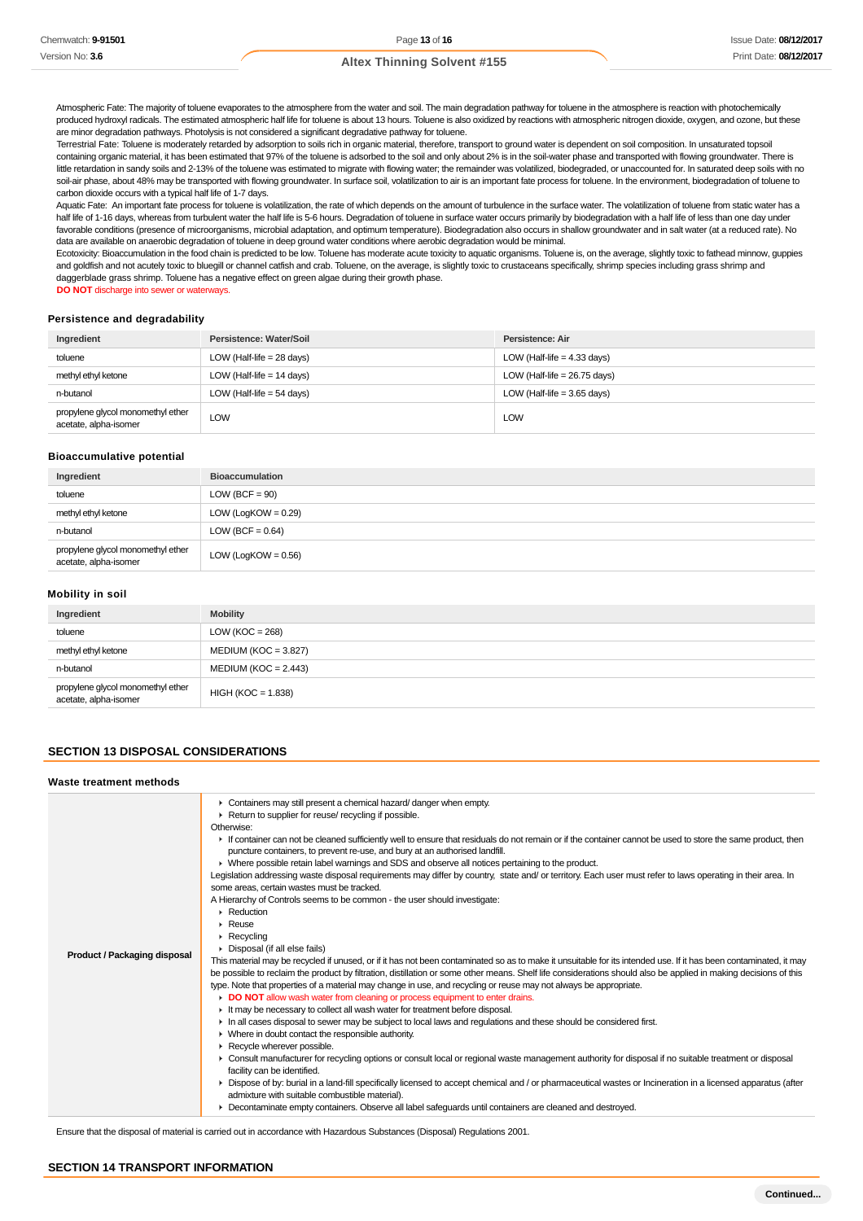Atmospheric Fate: The majority of toluene evaporates to the atmosphere from the water and soil. The main degradation pathway for toluene in the atmosphere is reaction with photochemically produced hydroxyl radicals. The estimated atmospheric half life for toluene is about 13 hours. Toluene is also oxidized by reactions with atmospheric nitrogen dioxide, oxygen, and ozone, but these are minor degradation pathways. Photolysis is not considered a significant degradative pathway for toluene.
Terrestrial Fate: Toluene is moderately retarded by adsorption to soils rich in organic material, therefore, transport to ground water is dependent on soil composition. In unsaturated topsoil containing organic material, it has been estimated that 97% of the toluene is adsorbed to the soil and only about 2% is in the soil-water phase and transported with flowing groundwater. There is little retardation in sandy soils and 2-13% of the toluene was estimated to migrate with flowing water; the remainder was volatilized, biodegraded, or unaccounted for. In saturated deep soils with no soil-air phase, about 48% may be transported with flowing groundwater. In surface soil, volatilization to air is an important fate process for toluene. In the environment, biodegradation of toluene to carbon dioxide occurs with a typical half life of 1-7 days.
Aquatic Fate: An important fate process for toluene is volatilization, the rate of which depends on the amount of turbulence in the surface water. The volatilization of toluene from static water has a half life of 1-16 days, whereas from turbulent water the half life is 5-6 hours. Degradation of toluene in surface water occurs primarily by biodegradation with a half life of less than one day under favorable conditions (presence of microorganisms, microbial adaptation, and optimum temperature). Biodegradation also occurs in shallow groundwater and in salt water (at a reduced rate). No data are available on anaerobic degradation of toluene in deep ground water conditions where aerobic degradation would be minimal.
Ecotoxicity: Bioaccumulation in the food chain is predicted to be low. Toluene has moderate acute toxicity to aquatic organisms. Toluene is, on the average, slightly toxic to fathead minnow, guppies and goldfish and not acutely toxic to bluegill or channel catfish and crab. Toluene, on the average, is slightly toxic to crustaceans specifically, shrimp species including grass shrimp and daggerblade grass shrimp. Toluene has a negative effect on green algae during their growth phase.
**DO NOT** discharge into sewer or waterways.

### Persistence and degradability

| Ingredient | Persistence: Water/Soil | Persistence: Air |
|---|---|---|
| toluene | LOW (Half-life = 28 days) | LOW (Half-life = 4.33 days) |
| methyl ethyl ketone | LOW (Half-life = 14 days) | LOW (Half-life = 26.75 days) |
| n-butanol | LOW (Half-life = 54 days) | LOW (Half-life = 3.65 days) |
| propylene glycol monomethyl ether acetate, alpha-isomer | LOW | LOW |

### Bioaccumulative potential

| Ingredient | Bioaccumulation |
|---|---|
| toluene | LOW (BCF = 90) |
| methyl ethyl ketone | LOW (LogKOW = 0.29) |
| n-butanol | LOW (BCF = 0.64) |
| propylene glycol monomethyl ether acetate, alpha-isomer | LOW (LogKOW = 0.56) |

### Mobility in soil

| Ingredient | Mobility |
|---|---|
| toluene | LOW (KOC = 268) |
| methyl ethyl ketone | MEDIUM (KOC = 3.827) |
| n-butanol | MEDIUM (KOC = 2.443) |
| propylene glycol monomethyl ether acetate, alpha-isomer | HIGH (KOC = 1.838) |

## SECTION 13 DISPOSAL CONSIDERATIONS

### Waste treatment methods

| | |
|---|---|
| **Product / Packaging disposal** | ▸ Containers may still present a chemical hazard/ danger when empty.<br>▸ Return to supplier for reuse/ recycling if possible.<br>Otherwise:<br>▸ If container can not be cleaned sufficiently well to ensure that residuals do not remain or if the container cannot be used to store the same product, then puncture containers, to prevent re-use, and bury at an authorised landfill.<br>▸ Where possible retain label warnings and SDS and observe all notices pertaining to the product.<br>Legislation addressing waste disposal requirements may differ by country, state and/ or territory. Each user must refer to laws operating in their area. In some areas, certain wastes must be tracked.<br>A Hierarchy of Controls seems to be common - the user should investigate:<br>▸ Reduction<br>▸ Reuse<br>▸ Recycling<br>▸ Disposal (if all else fails)<br>This material may be recycled if unused, or if it has not been contaminated so as to make it unsuitable for its intended use. If it has been contaminated, it may be possible to reclaim the product by filtration, distillation or some other means. Shelf life considerations should also be applied in making decisions of this type. Note that properties of a material may change in use, and recycling or reuse may not always be appropriate.<br>▸ **DO NOT** allow wash water from cleaning or process equipment to enter drains.<br>▸ It may be necessary to collect all wash water for treatment before disposal.<br>▸ In all cases disposal to sewer may be subject to local laws and regulations and these should be considered first.<br>▸ Where in doubt contact the responsible authority.<br>▸ Recycle wherever possible.<br>▸ Consult manufacturer for recycling options or consult local or regional waste management authority for disposal if no suitable treatment or disposal facility can be identified.<br>▸ Dispose of by: burial in a land-fill specifically licensed to accept chemical and / or pharmaceutical wastes or Incineration in a licensed apparatus (after admixture with suitable combustible material).<br>▸ Decontaminate empty containers. Observe all label safeguards until containers are cleaned and destroyed. |

Ensure that the disposal of material is carried out in accordance with Hazardous Substances (Disposal) Regulations 2001.

## SECTION 14 TRANSPORT INFORMATION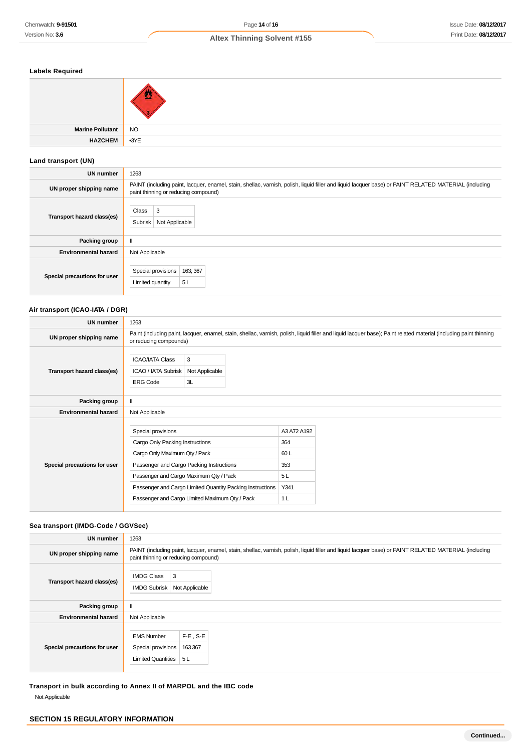### Labels Required

| | |
|---|---|
| | |
| **Marine Pollutant** | NO |
| **HAZCHEM** | •3YE |

### Land transport (UN)

| | |
|---|---|
| **UN number** | 1263 |
| **UN proper shipping name** | PAINT (including paint, lacquer, enamel, stain, shellac, varnish, polish, liquid filler and liquid lacquer base) or PAINT RELATED MATERIAL (including paint thinning or reducing compound) |
| **Transport hazard class(es)** | Class: 3<br>Subrisk: Not Applicable |
| **Packing group** | II |
| **Environmental hazard** | Not Applicable |
| **Special precautions for user** | Special provisions: 163; 367<br>Limited quantity: 5 L |

### Air transport (ICAO-IATA / DGR)

| | |
|---|---|
| **UN number** | 1263 |
| **UN proper shipping name** | Paint (including paint, lacquer, enamel, stain, shellac, varnish, polish, liquid filler and liquid lacquer base); Paint related material (including paint thinning or reducing compounds) |
| **Transport hazard class(es)** | ICAO/IATA Class: 3<br>ICAO / IATA Subrisk: Not Applicable<br>ERG Code: 3L |
| **Packing group** | II |
| **Environmental hazard** | Not Applicable |
| **Special precautions for user** | Special provisions: A3 A72 A192<br>Cargo Only Packing Instructions: 364<br>Cargo Only Maximum Qty / Pack: 60 L<br>Passenger and Cargo Packing Instructions: 353<br>Passenger and Cargo Maximum Qty / Pack: 5 L<br>Passenger and Cargo Limited Quantity Packing Instructions: Y341<br>Passenger and Cargo Limited Maximum Qty / Pack: 1 L |

### Sea transport (IMDG-Code / GGVSee)

| | |
|---|---|
| **UN number** | 1263 |
| **UN proper shipping name** | PAINT (including paint, lacquer, enamel, stain, shellac, varnish, polish, liquid filler and liquid lacquer base) or PAINT RELATED MATERIAL (including paint thinning or reducing compound) |
| **Transport hazard class(es)** | IMDG Class: 3<br>IMDG Subrisk: Not Applicable |
| **Packing group** | II |
| **Environmental hazard** | Not Applicable |
| **Special precautions for user** | EMS Number: F-E , S-E<br>Special provisions: 163 367<br>Limited Quantities: 5 L |

### Transport in bulk according to Annex II of MARPOL and the IBC code

Not Applicable

## SECTION 15 REGULATORY INFORMATION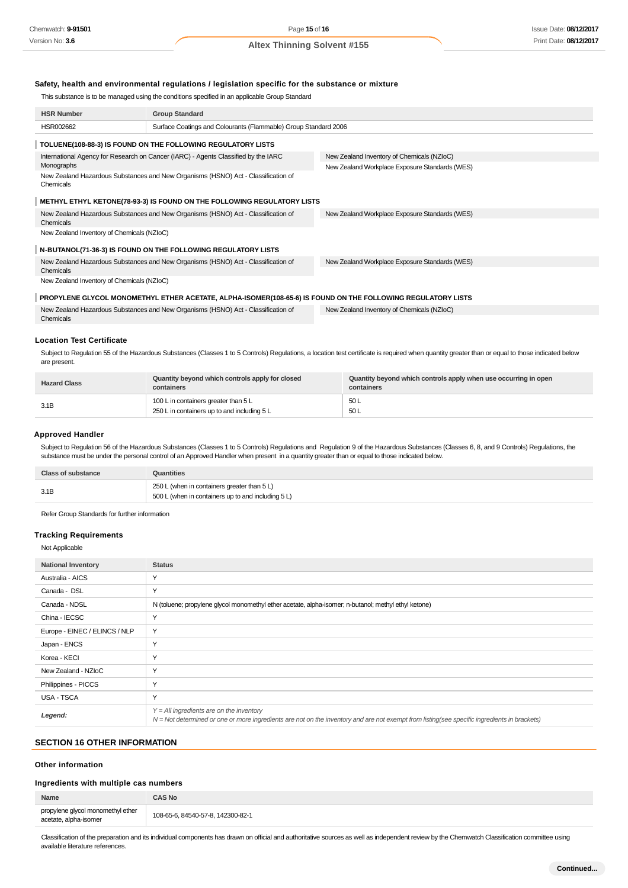### Safety, health and environmental regulations / legislation specific for the substance or mixture

This substance is to be managed using the conditions specified in an applicable Group Standard

| HSR Number | Group Standard |
|---|---|
| HSR002662 | Surface Coatings and Colourants (Flammable) Group Standard 2006 |

**TOLUENE(108-88-3) IS FOUND ON THE FOLLOWING REGULATORY LISTS**

| | |
|---|---|
| International Agency for Research on Cancer (IARC) - Agents Classified by the IARC Monographs | New Zealand Inventory of Chemicals (NZIoC) |
| New Zealand Hazardous Substances and New Organisms (HSNO) Act - Classification of Chemicals | New Zealand Workplace Exposure Standards (WES) |

**METHYL ETHYL KETONE(78-93-3) IS FOUND ON THE FOLLOWING REGULATORY LISTS**

| | |
|---|---|
| New Zealand Hazardous Substances and New Organisms (HSNO) Act - Classification of Chemicals | New Zealand Workplace Exposure Standards (WES) |
| New Zealand Inventory of Chemicals (NZIoC) | |

**N-BUTANOL(71-36-3) IS FOUND ON THE FOLLOWING REGULATORY LISTS**

| | |
|---|---|
| New Zealand Hazardous Substances and New Organisms (HSNO) Act - Classification of Chemicals | New Zealand Workplace Exposure Standards (WES) |
| New Zealand Inventory of Chemicals (NZIoC) | |

**PROPYLENE GLYCOL MONOMETHYL ETHER ACETATE, ALPHA-ISOMER(108-65-6) IS FOUND ON THE FOLLOWING REGULATORY LISTS**

| | |
|---|---|
| New Zealand Hazardous Substances and New Organisms (HSNO) Act - Classification of Chemicals | New Zealand Inventory of Chemicals (NZIoC) |

### Location Test Certificate

Subject to Regulation 55 of the Hazardous Substances (Classes 1 to 5 Controls) Regulations, a location test certificate is required when quantity greater than or equal to those indicated below are present.

| Hazard Class | Quantity beyond which controls apply for closed containers | Quantity beyond which controls apply when use occurring in open containers |
|---|---|---|
| 3.1B | 100 L in containers greater than 5 L<br>250 L in containers up to and including 5 L | 50 L<br>50 L |

### Approved Handler

Subject to Regulation 56 of the Hazardous Substances (Classes 1 to 5 Controls) Regulations and Regulation 9 of the Hazardous Substances (Classes 6, 8, and 9 Controls) Regulations, the substance must be under the personal control of an Approved Handler when present in a quantity greater than or equal to those indicated below.

| Class of substance | Quantities |
|---|---|
| 3.1B | 250 L (when in containers greater than 5 L)<br>500 L (when in containers up to and including 5 L) |

Refer Group Standards for further information

### Tracking Requirements

Not Applicable

| National Inventory | Status |
|---|---|
| Australia - AICS | Y |
| Canada - DSL | Y |
| Canada - NDSL | N (toluene; propylene glycol monomethyl ether acetate, alpha-isomer; n-butanol; methyl ethyl ketone) |
| China - IECSC | Y |
| Europe - EINEC / ELINCS / NLP | Y |
| Japan - ENCS | Y |
| Korea - KECI | Y |
| New Zealand - NZIoC | Y |
| Philippines - PICCS | Y |
| USA - TSCA | Y |
| ***Legend:*** | *Y = All ingredients are on the inventory*<br>*N = Not determined or one or more ingredients are not on the inventory and are not exempt from listing(see specific ingredients in brackets)* |

## SECTION 16 OTHER INFORMATION

### Other information

### Ingredients with multiple cas numbers

| Name | CAS No |
|---|---|
| propylene glycol monomethyl ether acetate, alpha-isomer | 108-65-6, 84540-57-8, 142300-82-1 |

Classification of the preparation and its individual components has drawn on official and authoritative sources as well as independent review by the Chemwatch Classification committee using available literature references.

**Continued...**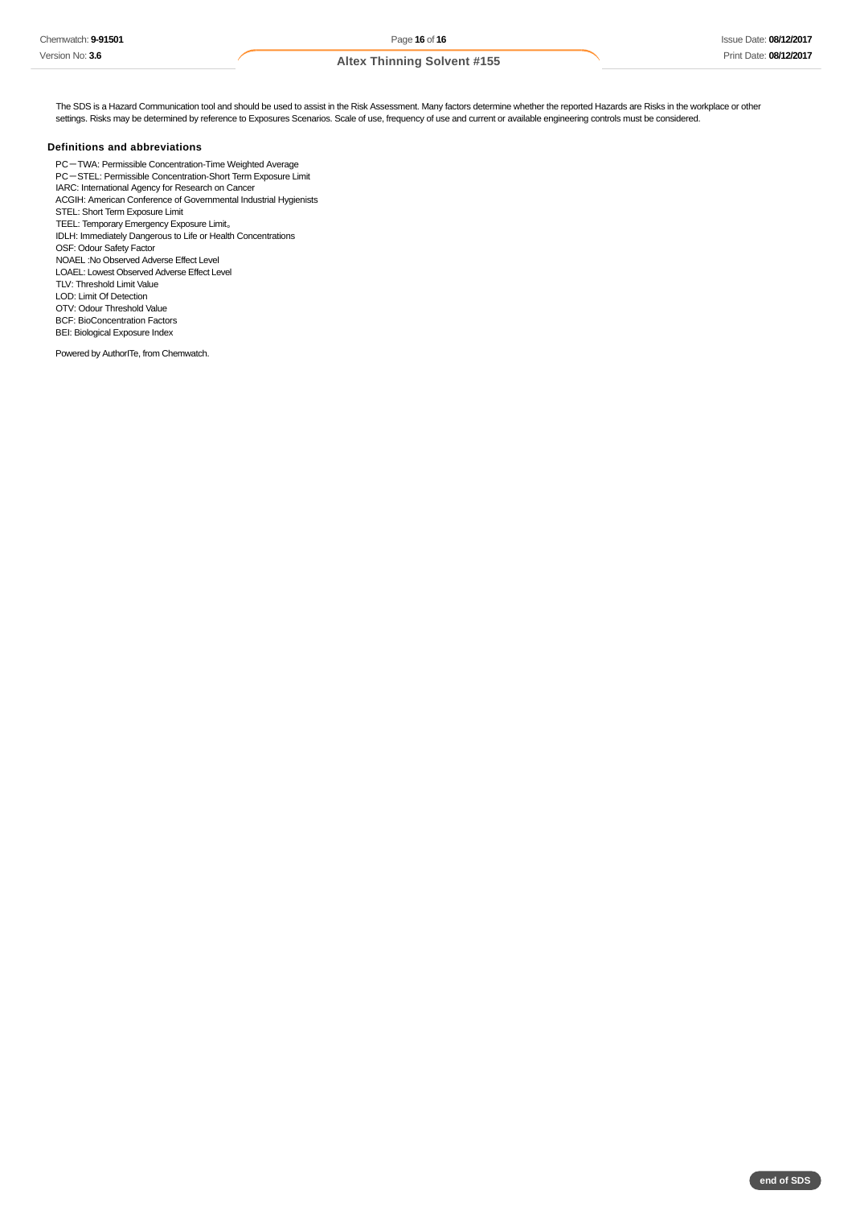The SDS is a Hazard Communication tool and should be used to assist in the Risk Assessment. Many factors determine whether the reported Hazards are Risks in the workplace or other settings. Risks may be determined by reference to Exposures Scenarios. Scale of use, frequency of use and current or available engineering controls must be considered.

### Definitions and abbreviations

PC－TWA: Permissible Concentration-Time Weighted Average
PC－STEL: Permissible Concentration-Short Term Exposure Limit
IARC: International Agency for Research on Cancer
ACGIH: American Conference of Governmental Industrial Hygienists
STEL: Short Term Exposure Limit
TEEL: Temporary Emergency Exposure Limit。
IDLH: Immediately Dangerous to Life or Health Concentrations
OSF: Odour Safety Factor
NOAEL :No Observed Adverse Effect Level
LOAEL: Lowest Observed Adverse Effect Level
TLV: Threshold Limit Value
LOD: Limit Of Detection
OTV: Odour Threshold Value
BCF: BioConcentration Factors
BEI: Biological Exposure Index

Powered by AuthorITe, from Chemwatch.

end of SDS